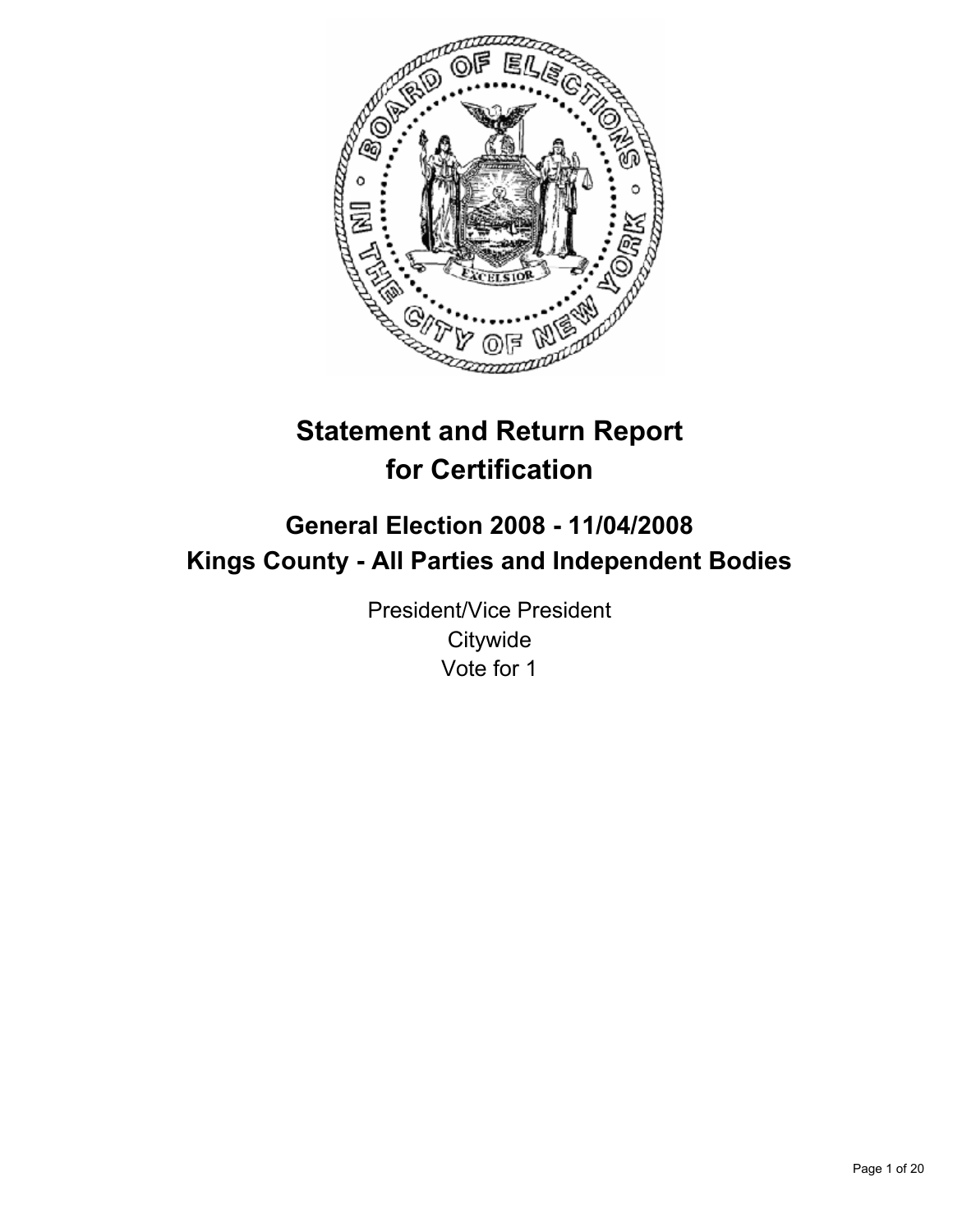# Statement and Return Report for Certification

## General Election 2008 - 11/04/2008
## Kings County - All Parties and Independent Bodies

President/Vice President
Citywide
Vote for 1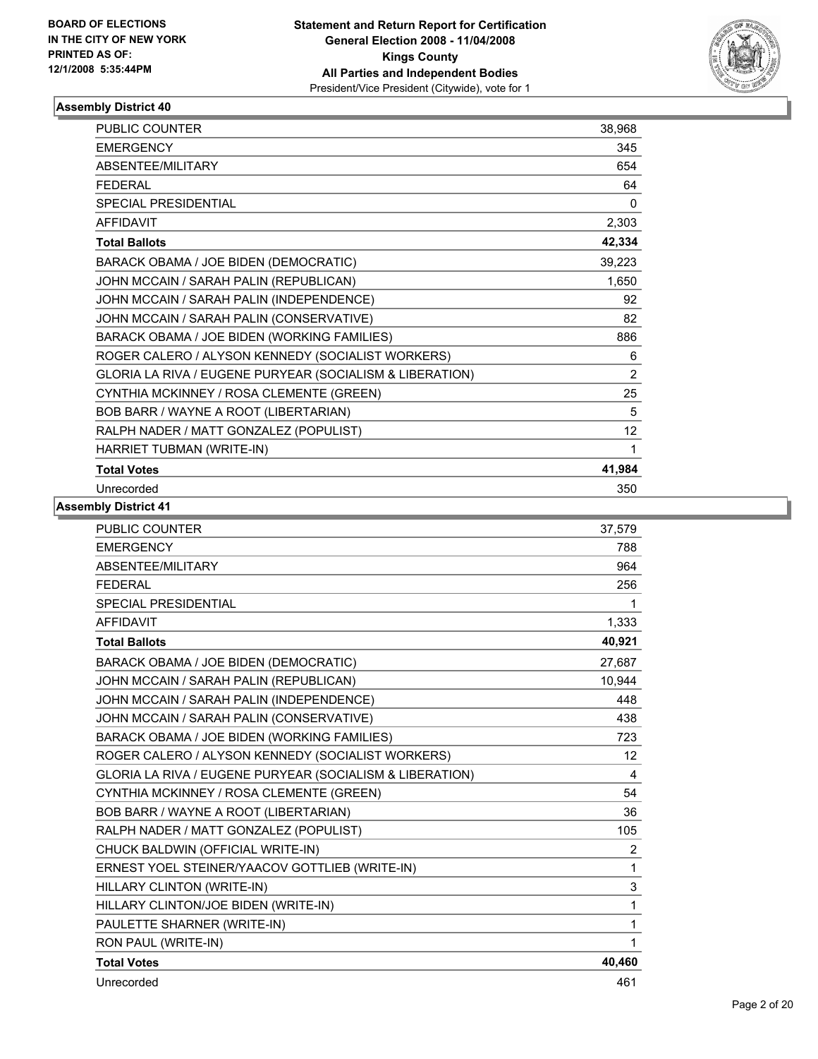**BOARD OF ELECTIONS IN THE CITY OF NEW YORK PRINTED AS OF: 12/1/2008 5:35:44PM**

**Statement and Return Report for Certification**
**General Election 2008 - 11/04/2008**
**Kings County**
**All Parties and Independent Bodies**
President/Vice President (Citywide), vote for 1

## Assembly District 40

| | |
|---|---|
| PUBLIC COUNTER | 38,968 |
| EMERGENCY | 345 |
| ABSENTEE/MILITARY | 654 |
| FEDERAL | 64 |
| SPECIAL PRESIDENTIAL | 0 |
| AFFIDAVIT | 2,303 |
| **Total Ballots** | **42,334** |
| BARACK OBAMA / JOE BIDEN (DEMOCRATIC) | 39,223 |
| JOHN MCCAIN / SARAH PALIN (REPUBLICAN) | 1,650 |
| JOHN MCCAIN / SARAH PALIN (INDEPENDENCE) | 92 |
| JOHN MCCAIN / SARAH PALIN (CONSERVATIVE) | 82 |
| BARACK OBAMA / JOE BIDEN (WORKING FAMILIES) | 886 |
| ROGER CALERO / ALYSON KENNEDY (SOCIALIST WORKERS) | 6 |
| GLORIA LA RIVA / EUGENE PURYEAR (SOCIALISM & LIBERATION) | 2 |
| CYNTHIA MCKINNEY / ROSA CLEMENTE (GREEN) | 25 |
| BOB BARR / WAYNE A ROOT (LIBERTARIAN) | 5 |
| RALPH NADER / MATT GONZALEZ (POPULIST) | 12 |
| HARRIET TUBMAN (WRITE-IN) | 1 |
| **Total Votes** | **41,984** |
| Unrecorded | 350 |

## Assembly District 41

| | |
|---|---|
| PUBLIC COUNTER | 37,579 |
| EMERGENCY | 788 |
| ABSENTEE/MILITARY | 964 |
| FEDERAL | 256 |
| SPECIAL PRESIDENTIAL | 1 |
| AFFIDAVIT | 1,333 |
| **Total Ballots** | **40,921** |
| BARACK OBAMA / JOE BIDEN (DEMOCRATIC) | 27,687 |
| JOHN MCCAIN / SARAH PALIN (REPUBLICAN) | 10,944 |
| JOHN MCCAIN / SARAH PALIN (INDEPENDENCE) | 448 |
| JOHN MCCAIN / SARAH PALIN (CONSERVATIVE) | 438 |
| BARACK OBAMA / JOE BIDEN (WORKING FAMILIES) | 723 |
| ROGER CALERO / ALYSON KENNEDY (SOCIALIST WORKERS) | 12 |
| GLORIA LA RIVA / EUGENE PURYEAR (SOCIALISM & LIBERATION) | 4 |
| CYNTHIA MCKINNEY / ROSA CLEMENTE (GREEN) | 54 |
| BOB BARR / WAYNE A ROOT (LIBERTARIAN) | 36 |
| RALPH NADER / MATT GONZALEZ (POPULIST) | 105 |
| CHUCK BALDWIN (OFFICIAL WRITE-IN) | 2 |
| ERNEST YOEL STEINER/YAACOV GOTTLIEB (WRITE-IN) | 1 |
| HILLARY CLINTON (WRITE-IN) | 3 |
| HILLARY CLINTON/JOE BIDEN (WRITE-IN) | 1 |
| PAULETTE SHARNER (WRITE-IN) | 1 |
| RON PAUL (WRITE-IN) | 1 |
| **Total Votes** | **40,460** |
| Unrecorded | 461 |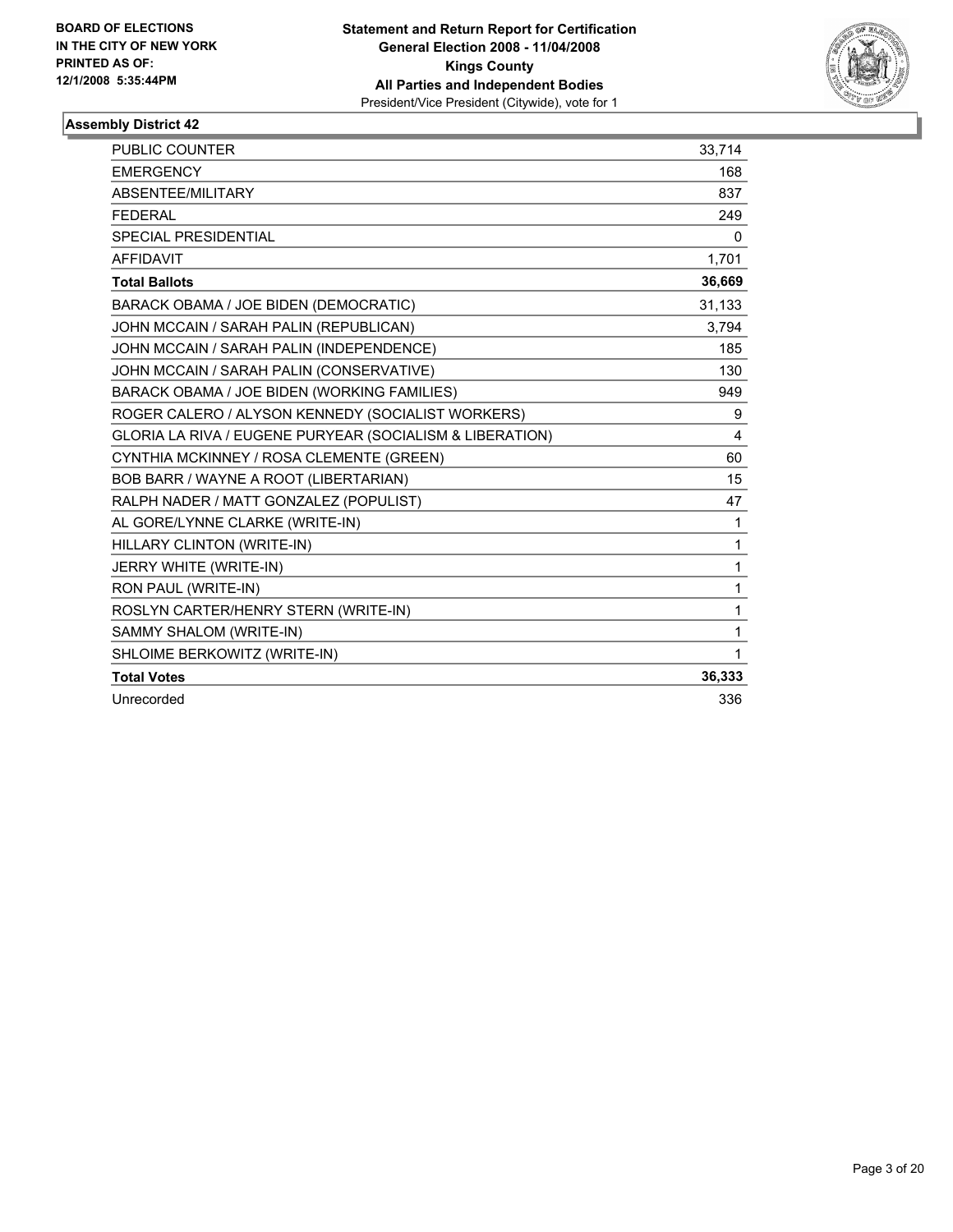**BOARD OF ELECTIONS IN THE CITY OF NEW YORK PRINTED AS OF: 12/1/2008 5:35:44PM**

**Statement and Return Report for Certification General Election 2008 - 11/04/2008 Kings County All Parties and Independent Bodies**
President/Vice President (Citywide), vote for 1

### Assembly District 42

| | |
|---|---|
| PUBLIC COUNTER | 33,714 |
| EMERGENCY | 168 |
| ABSENTEE/MILITARY | 837 |
| FEDERAL | 249 |
| SPECIAL PRESIDENTIAL | 0 |
| AFFIDAVIT | 1,701 |
| **Total Ballots** | **36,669** |
| BARACK OBAMA / JOE BIDEN (DEMOCRATIC) | 31,133 |
| JOHN MCCAIN / SARAH PALIN (REPUBLICAN) | 3,794 |
| JOHN MCCAIN / SARAH PALIN (INDEPENDENCE) | 185 |
| JOHN MCCAIN / SARAH PALIN (CONSERVATIVE) | 130 |
| BARACK OBAMA / JOE BIDEN (WORKING FAMILIES) | 949 |
| ROGER CALERO / ALYSON KENNEDY (SOCIALIST WORKERS) | 9 |
| GLORIA LA RIVA / EUGENE PURYEAR (SOCIALISM & LIBERATION) | 4 |
| CYNTHIA MCKINNEY / ROSA CLEMENTE (GREEN) | 60 |
| BOB BARR / WAYNE A ROOT (LIBERTARIAN) | 15 |
| RALPH NADER / MATT GONZALEZ (POPULIST) | 47 |
| AL GORE/LYNNE CLARKE (WRITE-IN) | 1 |
| HILLARY CLINTON (WRITE-IN) | 1 |
| JERRY WHITE (WRITE-IN) | 1 |
| RON PAUL (WRITE-IN) | 1 |
| ROSLYN CARTER/HENRY STERN (WRITE-IN) | 1 |
| SAMMY SHALOM (WRITE-IN) | 1 |
| SHLOIME BERKOWITZ (WRITE-IN) | 1 |
| **Total Votes** | **36,333** |
| Unrecorded | 336 |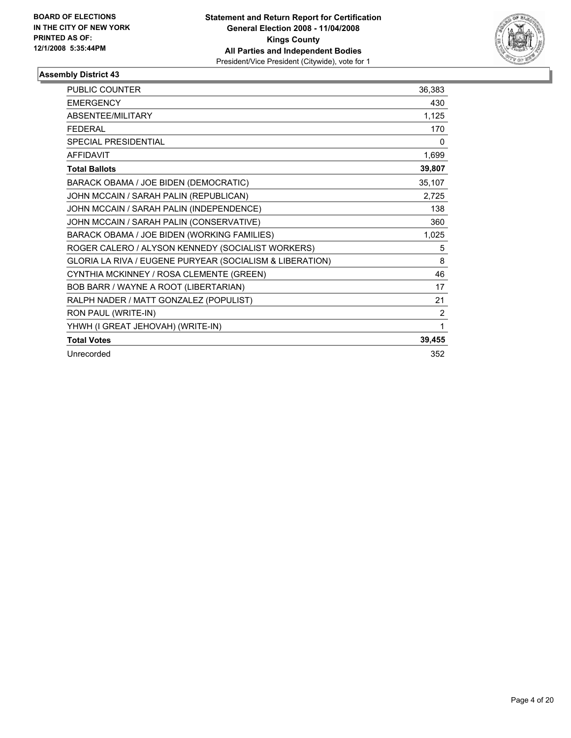**BOARD OF ELECTIONS IN THE CITY OF NEW YORK**
**PRINTED AS OF: 12/1/2008 5:35:44PM**

**Statement and Return Report for Certification**
**General Election 2008 - 11/04/2008**
**Kings County**
**All Parties and Independent Bodies**
President/Vice President (Citywide), vote for 1

### Assembly District 43

| | |
|---|---|
| PUBLIC COUNTER | 36,383 |
| EMERGENCY | 430 |
| ABSENTEE/MILITARY | 1,125 |
| FEDERAL | 170 |
| SPECIAL PRESIDENTIAL | 0 |
| AFFIDAVIT | 1,699 |
| **Total Ballots** | **39,807** |
| BARACK OBAMA / JOE BIDEN (DEMOCRATIC) | 35,107 |
| JOHN MCCAIN / SARAH PALIN (REPUBLICAN) | 2,725 |
| JOHN MCCAIN / SARAH PALIN (INDEPENDENCE) | 138 |
| JOHN MCCAIN / SARAH PALIN (CONSERVATIVE) | 360 |
| BARACK OBAMA / JOE BIDEN (WORKING FAMILIES) | 1,025 |
| ROGER CALERO / ALYSON KENNEDY (SOCIALIST WORKERS) | 5 |
| GLORIA LA RIVA / EUGENE PURYEAR (SOCIALISM & LIBERATION) | 8 |
| CYNTHIA MCKINNEY / ROSA CLEMENTE (GREEN) | 46 |
| BOB BARR / WAYNE A ROOT (LIBERTARIAN) | 17 |
| RALPH NADER / MATT GONZALEZ (POPULIST) | 21 |
| RON PAUL (WRITE-IN) | 2 |
| YHWH (I GREAT JEHOVAH) (WRITE-IN) | 1 |
| **Total Votes** | **39,455** |
| Unrecorded | 352 |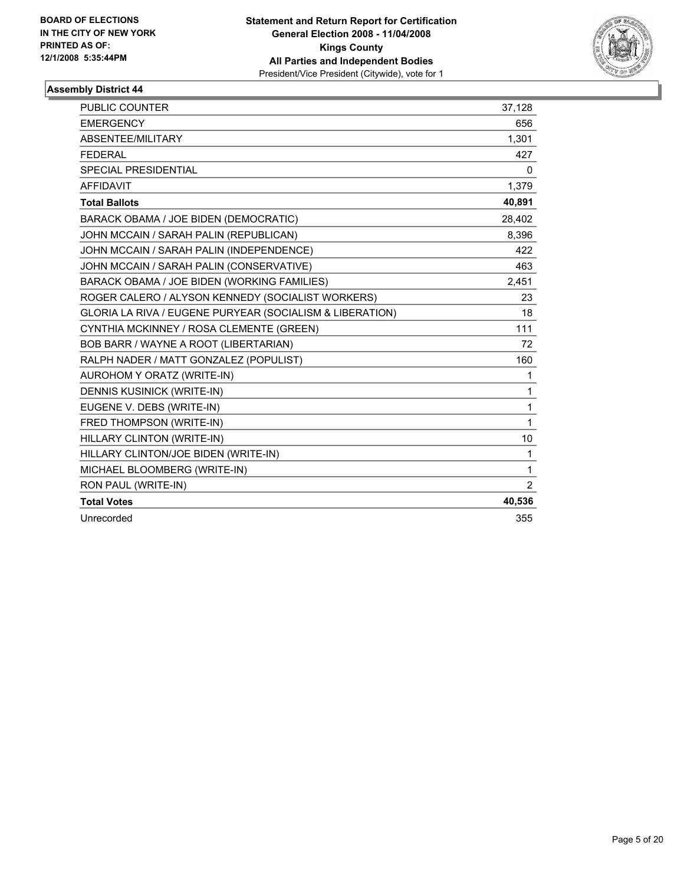**BOARD OF ELECTIONS IN THE CITY OF NEW YORK PRINTED AS OF: 12/1/2008 5:35:44PM**

**Statement and Return Report for Certification General Election 2008 - 11/04/2008 Kings County All Parties and Independent Bodies**
President/Vice President (Citywide), vote for 1

**Assembly District 44**

| | |
|---|---|
| PUBLIC COUNTER | 37,128 |
| EMERGENCY | 656 |
| ABSENTEE/MILITARY | 1,301 |
| FEDERAL | 427 |
| SPECIAL PRESIDENTIAL | 0 |
| AFFIDAVIT | 1,379 |
| **Total Ballots** | **40,891** |
| BARACK OBAMA / JOE BIDEN (DEMOCRATIC) | 28,402 |
| JOHN MCCAIN / SARAH PALIN (REPUBLICAN) | 8,396 |
| JOHN MCCAIN / SARAH PALIN (INDEPENDENCE) | 422 |
| JOHN MCCAIN / SARAH PALIN (CONSERVATIVE) | 463 |
| BARACK OBAMA / JOE BIDEN (WORKING FAMILIES) | 2,451 |
| ROGER CALERO / ALYSON KENNEDY (SOCIALIST WORKERS) | 23 |
| GLORIA LA RIVA / EUGENE PURYEAR (SOCIALISM & LIBERATION) | 18 |
| CYNTHIA MCKINNEY / ROSA CLEMENTE (GREEN) | 111 |
| BOB BARR / WAYNE A ROOT (LIBERTARIAN) | 72 |
| RALPH NADER / MATT GONZALEZ (POPULIST) | 160 |
| AUROHOM Y ORATZ (WRITE-IN) | 1 |
| DENNIS KUSINICK (WRITE-IN) | 1 |
| EUGENE V. DEBS (WRITE-IN) | 1 |
| FRED THOMPSON (WRITE-IN) | 1 |
| HILLARY CLINTON (WRITE-IN) | 10 |
| HILLARY CLINTON/JOE BIDEN (WRITE-IN) | 1 |
| MICHAEL BLOOMBERG (WRITE-IN) | 1 |
| RON PAUL (WRITE-IN) | 2 |
| **Total Votes** | **40,536** |
| Unrecorded | 355 |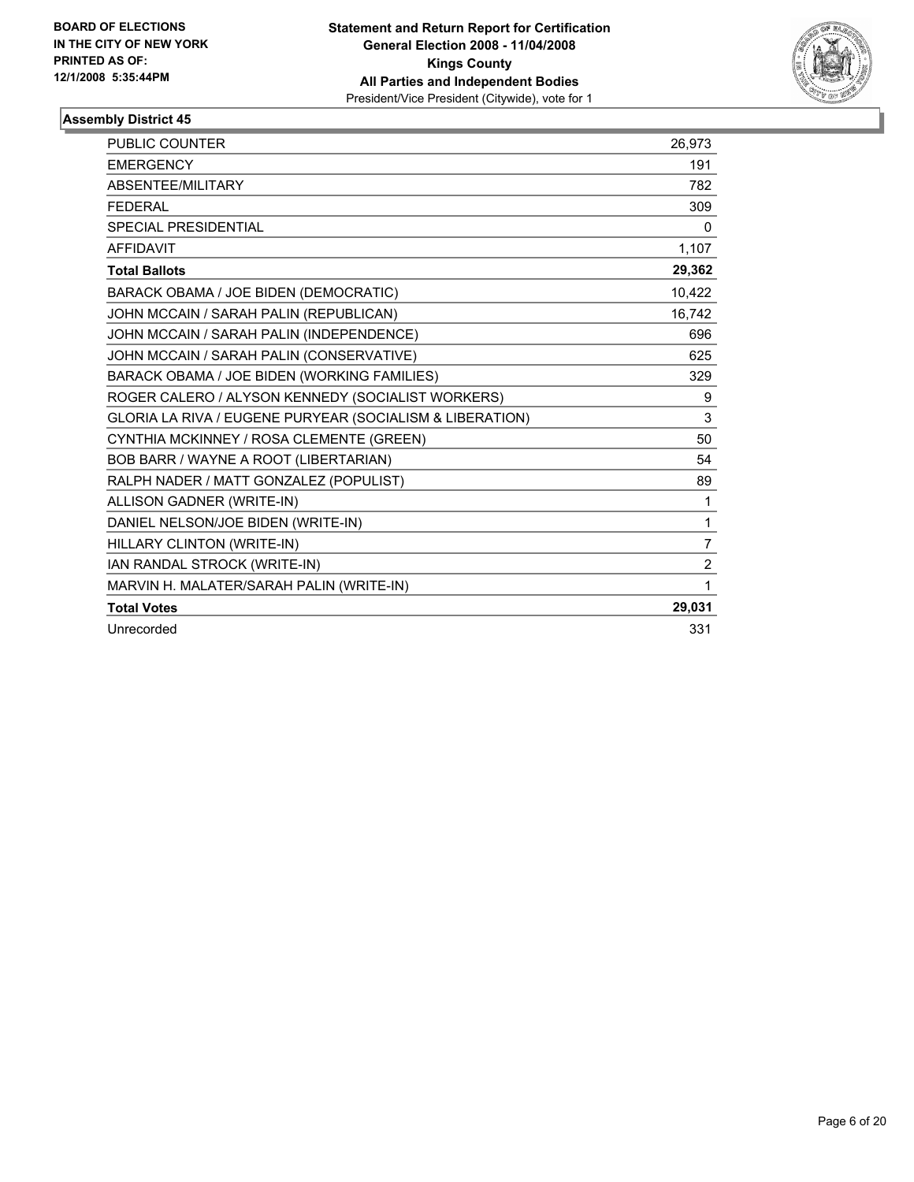**BOARD OF ELECTIONS IN THE CITY OF NEW YORK PRINTED AS OF: 12/1/2008 5:35:44PM**

**Statement and Return Report for Certification General Election 2008 - 11/04/2008 Kings County All Parties and Independent Bodies**
President/Vice President (Citywide), vote for 1

**Assembly District 45**

| | |
|---|---|
| PUBLIC COUNTER | 26,973 |
| EMERGENCY | 191 |
| ABSENTEE/MILITARY | 782 |
| FEDERAL | 309 |
| SPECIAL PRESIDENTIAL | 0 |
| AFFIDAVIT | 1,107 |
| **Total Ballots** | **29,362** |
| BARACK OBAMA / JOE BIDEN (DEMOCRATIC) | 10,422 |
| JOHN MCCAIN / SARAH PALIN (REPUBLICAN) | 16,742 |
| JOHN MCCAIN / SARAH PALIN (INDEPENDENCE) | 696 |
| JOHN MCCAIN / SARAH PALIN (CONSERVATIVE) | 625 |
| BARACK OBAMA / JOE BIDEN (WORKING FAMILIES) | 329 |
| ROGER CALERO / ALYSON KENNEDY (SOCIALIST WORKERS) | 9 |
| GLORIA LA RIVA / EUGENE PURYEAR (SOCIALISM & LIBERATION) | 3 |
| CYNTHIA MCKINNEY / ROSA CLEMENTE (GREEN) | 50 |
| BOB BARR / WAYNE A ROOT (LIBERTARIAN) | 54 |
| RALPH NADER / MATT GONZALEZ (POPULIST) | 89 |
| ALLISON GADNER (WRITE-IN) | 1 |
| DANIEL NELSON/JOE BIDEN (WRITE-IN) | 1 |
| HILLARY CLINTON (WRITE-IN) | 7 |
| IAN RANDAL STROCK (WRITE-IN) | 2 |
| MARVIN H. MALATER/SARAH PALIN (WRITE-IN) | 1 |
| **Total Votes** | **29,031** |
| Unrecorded | 331 |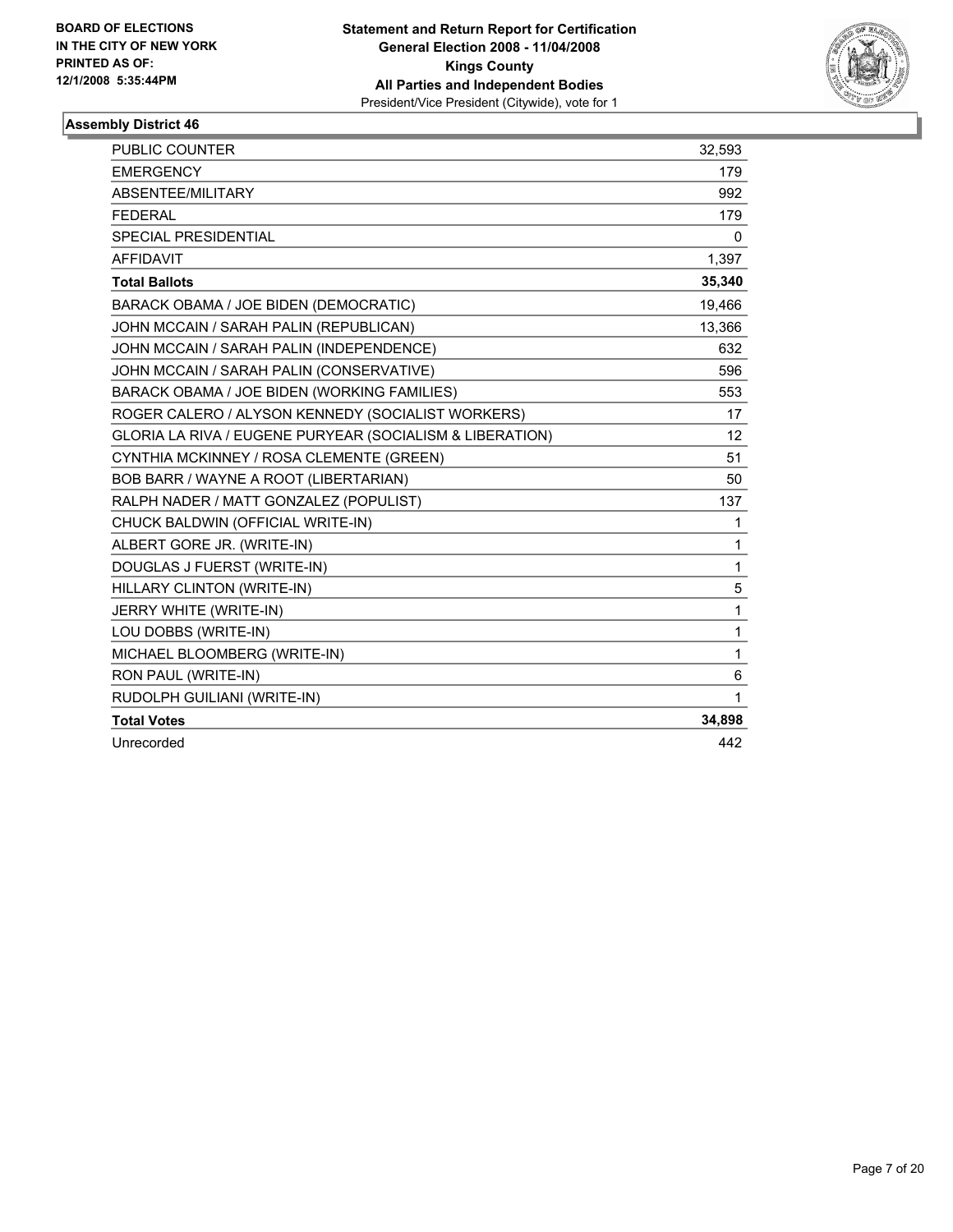BOARD OF ELECTIONS
IN THE CITY OF NEW YORK
PRINTED AS OF:
12/1/2008 5:35:44PM

**Statement and Return Report for Certification**
**General Election 2008 - 11/04/2008**
**Kings County**
**All Parties and Independent Bodies**
President/Vice President (Citywide), vote for 1

## Assembly District 46

| | |
|---|---|
| PUBLIC COUNTER | 32,593 |
| EMERGENCY | 179 |
| ABSENTEE/MILITARY | 992 |
| FEDERAL | 179 |
| SPECIAL PRESIDENTIAL | 0 |
| AFFIDAVIT | 1,397 |
| **Total Ballots** | **35,340** |
| BARACK OBAMA / JOE BIDEN (DEMOCRATIC) | 19,466 |
| JOHN MCCAIN / SARAH PALIN (REPUBLICAN) | 13,366 |
| JOHN MCCAIN / SARAH PALIN (INDEPENDENCE) | 632 |
| JOHN MCCAIN / SARAH PALIN (CONSERVATIVE) | 596 |
| BARACK OBAMA / JOE BIDEN (WORKING FAMILIES) | 553 |
| ROGER CALERO / ALYSON KENNEDY (SOCIALIST WORKERS) | 17 |
| GLORIA LA RIVA / EUGENE PURYEAR (SOCIALISM & LIBERATION) | 12 |
| CYNTHIA MCKINNEY / ROSA CLEMENTE (GREEN) | 51 |
| BOB BARR / WAYNE A ROOT (LIBERTARIAN) | 50 |
| RALPH NADER / MATT GONZALEZ (POPULIST) | 137 |
| CHUCK BALDWIN (OFFICIAL WRITE-IN) | 1 |
| ALBERT GORE JR. (WRITE-IN) | 1 |
| DOUGLAS J FUERST (WRITE-IN) | 1 |
| HILLARY CLINTON (WRITE-IN) | 5 |
| JERRY WHITE (WRITE-IN) | 1 |
| LOU DOBBS (WRITE-IN) | 1 |
| MICHAEL BLOOMBERG (WRITE-IN) | 1 |
| RON PAUL (WRITE-IN) | 6 |
| RUDOLPH GUILIANI (WRITE-IN) | 1 |
| **Total Votes** | **34,898** |
| Unrecorded | 442 |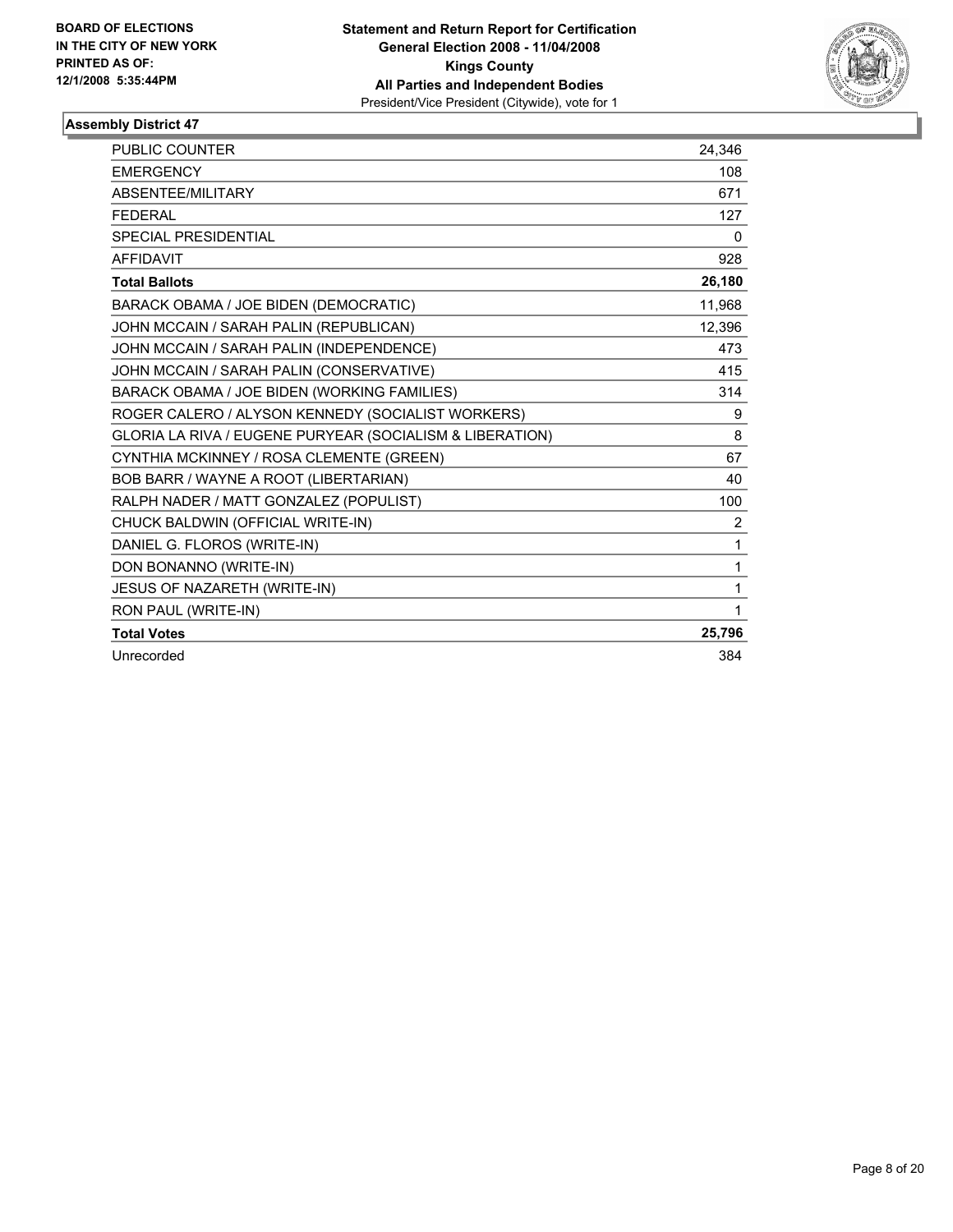**BOARD OF ELECTIONS IN THE CITY OF NEW YORK PRINTED AS OF: 12/1/2008 5:35:44PM**

**Statement and Return Report for Certification General Election 2008 - 11/04/2008 Kings County All Parties and Independent Bodies**
President/Vice President (Citywide), vote for 1

**Assembly District 47**

| | |
|---|---|
| PUBLIC COUNTER | 24,346 |
| EMERGENCY | 108 |
| ABSENTEE/MILITARY | 671 |
| FEDERAL | 127 |
| SPECIAL PRESIDENTIAL | 0 |
| AFFIDAVIT | 928 |
| **Total Ballots** | **26,180** |
| BARACK OBAMA / JOE BIDEN (DEMOCRATIC) | 11,968 |
| JOHN MCCAIN / SARAH PALIN (REPUBLICAN) | 12,396 |
| JOHN MCCAIN / SARAH PALIN (INDEPENDENCE) | 473 |
| JOHN MCCAIN / SARAH PALIN (CONSERVATIVE) | 415 |
| BARACK OBAMA / JOE BIDEN (WORKING FAMILIES) | 314 |
| ROGER CALERO / ALYSON KENNEDY (SOCIALIST WORKERS) | 9 |
| GLORIA LA RIVA / EUGENE PURYEAR (SOCIALISM & LIBERATION) | 8 |
| CYNTHIA MCKINNEY / ROSA CLEMENTE (GREEN) | 67 |
| BOB BARR / WAYNE A ROOT (LIBERTARIAN) | 40 |
| RALPH NADER / MATT GONZALEZ (POPULIST) | 100 |
| CHUCK BALDWIN (OFFICIAL WRITE-IN) | 2 |
| DANIEL G. FLOROS (WRITE-IN) | 1 |
| DON BONANNO (WRITE-IN) | 1 |
| JESUS OF NAZARETH (WRITE-IN) | 1 |
| RON PAUL (WRITE-IN) | 1 |
| **Total Votes** | **25,796** |
| Unrecorded | 384 |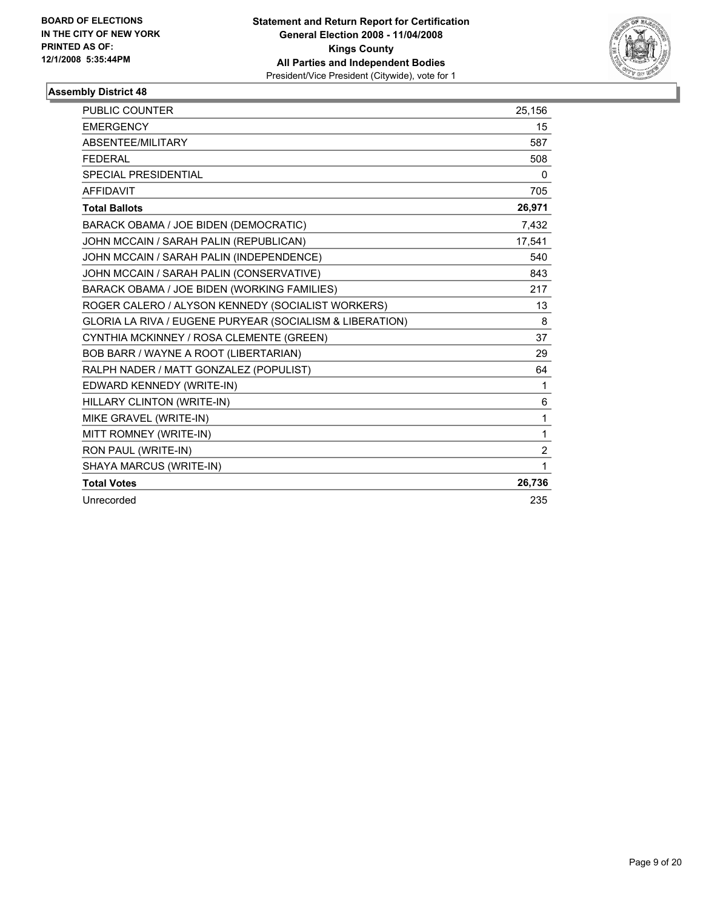**BOARD OF ELECTIONS IN THE CITY OF NEW YORK PRINTED AS OF: 12/1/2008 5:35:44PM**

**Statement and Return Report for Certification**
**General Election 2008 - 11/04/2008**
**Kings County**
**All Parties and Independent Bodies**
President/Vice President (Citywide), vote for 1

### Assembly District 48

| | |
|---|---|
| PUBLIC COUNTER | 25,156 |
| EMERGENCY | 15 |
| ABSENTEE/MILITARY | 587 |
| FEDERAL | 508 |
| SPECIAL PRESIDENTIAL | 0 |
| AFFIDAVIT | 705 |
| **Total Ballots** | **26,971** |
| BARACK OBAMA / JOE BIDEN (DEMOCRATIC) | 7,432 |
| JOHN MCCAIN / SARAH PALIN (REPUBLICAN) | 17,541 |
| JOHN MCCAIN / SARAH PALIN (INDEPENDENCE) | 540 |
| JOHN MCCAIN / SARAH PALIN (CONSERVATIVE) | 843 |
| BARACK OBAMA / JOE BIDEN (WORKING FAMILIES) | 217 |
| ROGER CALERO / ALYSON KENNEDY (SOCIALIST WORKERS) | 13 |
| GLORIA LA RIVA / EUGENE PURYEAR (SOCIALISM & LIBERATION) | 8 |
| CYNTHIA MCKINNEY / ROSA CLEMENTE (GREEN) | 37 |
| BOB BARR / WAYNE A ROOT (LIBERTARIAN) | 29 |
| RALPH NADER / MATT GONZALEZ (POPULIST) | 64 |
| EDWARD KENNEDY (WRITE-IN) | 1 |
| HILLARY CLINTON (WRITE-IN) | 6 |
| MIKE GRAVEL (WRITE-IN) | 1 |
| MITT ROMNEY (WRITE-IN) | 1 |
| RON PAUL (WRITE-IN) | 2 |
| SHAYA MARCUS (WRITE-IN) | 1 |
| **Total Votes** | **26,736** |
| Unrecorded | 235 |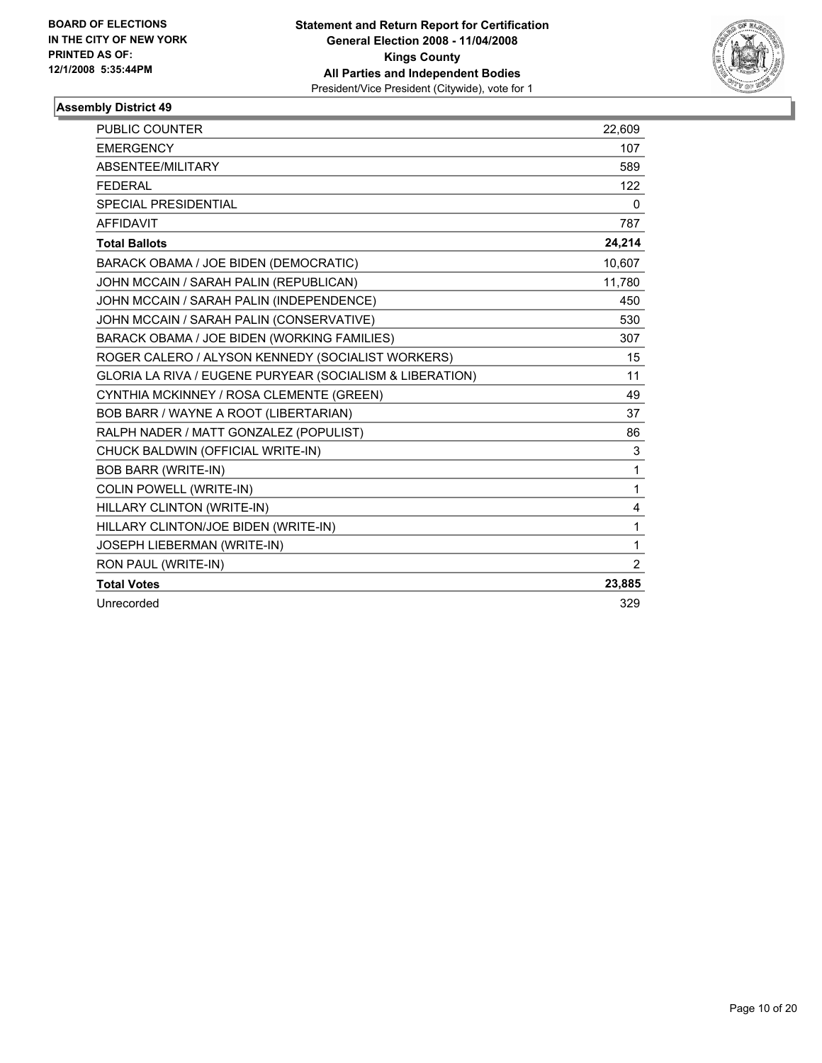BOARD OF ELECTIONS
IN THE CITY OF NEW YORK
PRINTED AS OF:
12/1/2008 5:35:44PM

**Statement and Return Report for Certification**
**General Election 2008 - 11/04/2008**
**Kings County**
**All Parties and Independent Bodies**
President/Vice President (Citywide), vote for 1

### Assembly District 49

| | |
|---|---|
| PUBLIC COUNTER | 22,609 |
| EMERGENCY | 107 |
| ABSENTEE/MILITARY | 589 |
| FEDERAL | 122 |
| SPECIAL PRESIDENTIAL | 0 |
| AFFIDAVIT | 787 |
| **Total Ballots** | **24,214** |
| BARACK OBAMA / JOE BIDEN (DEMOCRATIC) | 10,607 |
| JOHN MCCAIN / SARAH PALIN (REPUBLICAN) | 11,780 |
| JOHN MCCAIN / SARAH PALIN (INDEPENDENCE) | 450 |
| JOHN MCCAIN / SARAH PALIN (CONSERVATIVE) | 530 |
| BARACK OBAMA / JOE BIDEN (WORKING FAMILIES) | 307 |
| ROGER CALERO / ALYSON KENNEDY (SOCIALIST WORKERS) | 15 |
| GLORIA LA RIVA / EUGENE PURYEAR (SOCIALISM & LIBERATION) | 11 |
| CYNTHIA MCKINNEY / ROSA CLEMENTE (GREEN) | 49 |
| BOB BARR / WAYNE A ROOT (LIBERTARIAN) | 37 |
| RALPH NADER / MATT GONZALEZ (POPULIST) | 86 |
| CHUCK BALDWIN (OFFICIAL WRITE-IN) | 3 |
| BOB BARR (WRITE-IN) | 1 |
| COLIN POWELL (WRITE-IN) | 1 |
| HILLARY CLINTON (WRITE-IN) | 4 |
| HILLARY CLINTON/JOE BIDEN (WRITE-IN) | 1 |
| JOSEPH LIEBERMAN (WRITE-IN) | 1 |
| RON PAUL (WRITE-IN) | 2 |
| **Total Votes** | **23,885** |
| Unrecorded | 329 |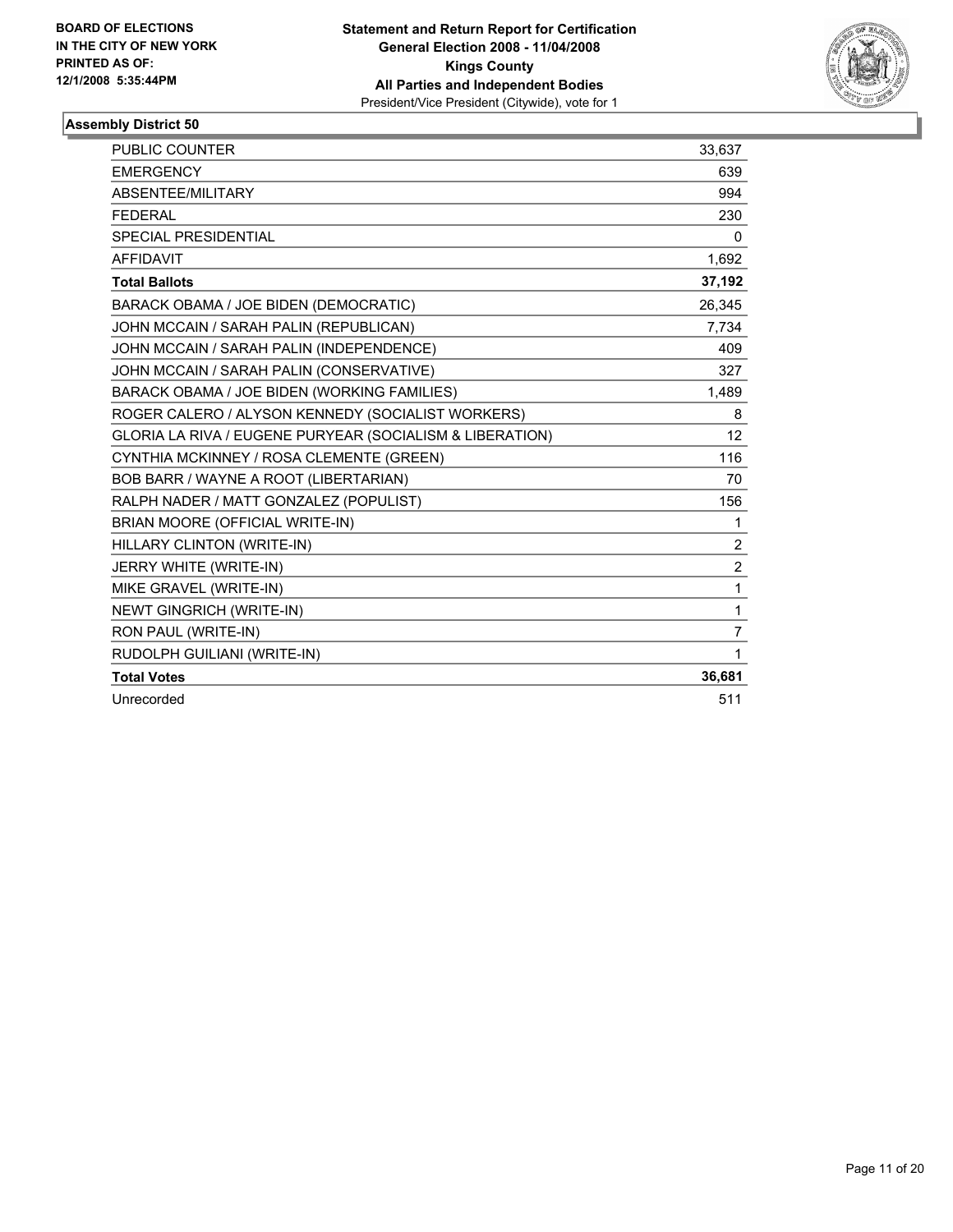**BOARD OF ELECTIONS IN THE CITY OF NEW YORK PRINTED AS OF: 12/1/2008 5:35:44PM**

**Statement and Return Report for Certification General Election 2008 - 11/04/2008 Kings County All Parties and Independent Bodies**

President/Vice President (Citywide), vote for 1

## Assembly District 50

| | |
|---|---|
| PUBLIC COUNTER | 33,637 |
| EMERGENCY | 639 |
| ABSENTEE/MILITARY | 994 |
| FEDERAL | 230 |
| SPECIAL PRESIDENTIAL | 0 |
| AFFIDAVIT | 1,692 |
| **Total Ballots** | **37,192** |
| BARACK OBAMA / JOE BIDEN (DEMOCRATIC) | 26,345 |
| JOHN MCCAIN / SARAH PALIN (REPUBLICAN) | 7,734 |
| JOHN MCCAIN / SARAH PALIN (INDEPENDENCE) | 409 |
| JOHN MCCAIN / SARAH PALIN (CONSERVATIVE) | 327 |
| BARACK OBAMA / JOE BIDEN (WORKING FAMILIES) | 1,489 |
| ROGER CALERO / ALYSON KENNEDY (SOCIALIST WORKERS) | 8 |
| GLORIA LA RIVA / EUGENE PURYEAR (SOCIALISM & LIBERATION) | 12 |
| CYNTHIA MCKINNEY / ROSA CLEMENTE (GREEN) | 116 |
| BOB BARR / WAYNE A ROOT (LIBERTARIAN) | 70 |
| RALPH NADER / MATT GONZALEZ (POPULIST) | 156 |
| BRIAN MOORE (OFFICIAL WRITE-IN) | 1 |
| HILLARY CLINTON (WRITE-IN) | 2 |
| JERRY WHITE (WRITE-IN) | 2 |
| MIKE GRAVEL (WRITE-IN) | 1 |
| NEWT GINGRICH (WRITE-IN) | 1 |
| RON PAUL (WRITE-IN) | 7 |
| RUDOLPH GUILIANI (WRITE-IN) | 1 |
| **Total Votes** | **36,681** |
| Unrecorded | 511 |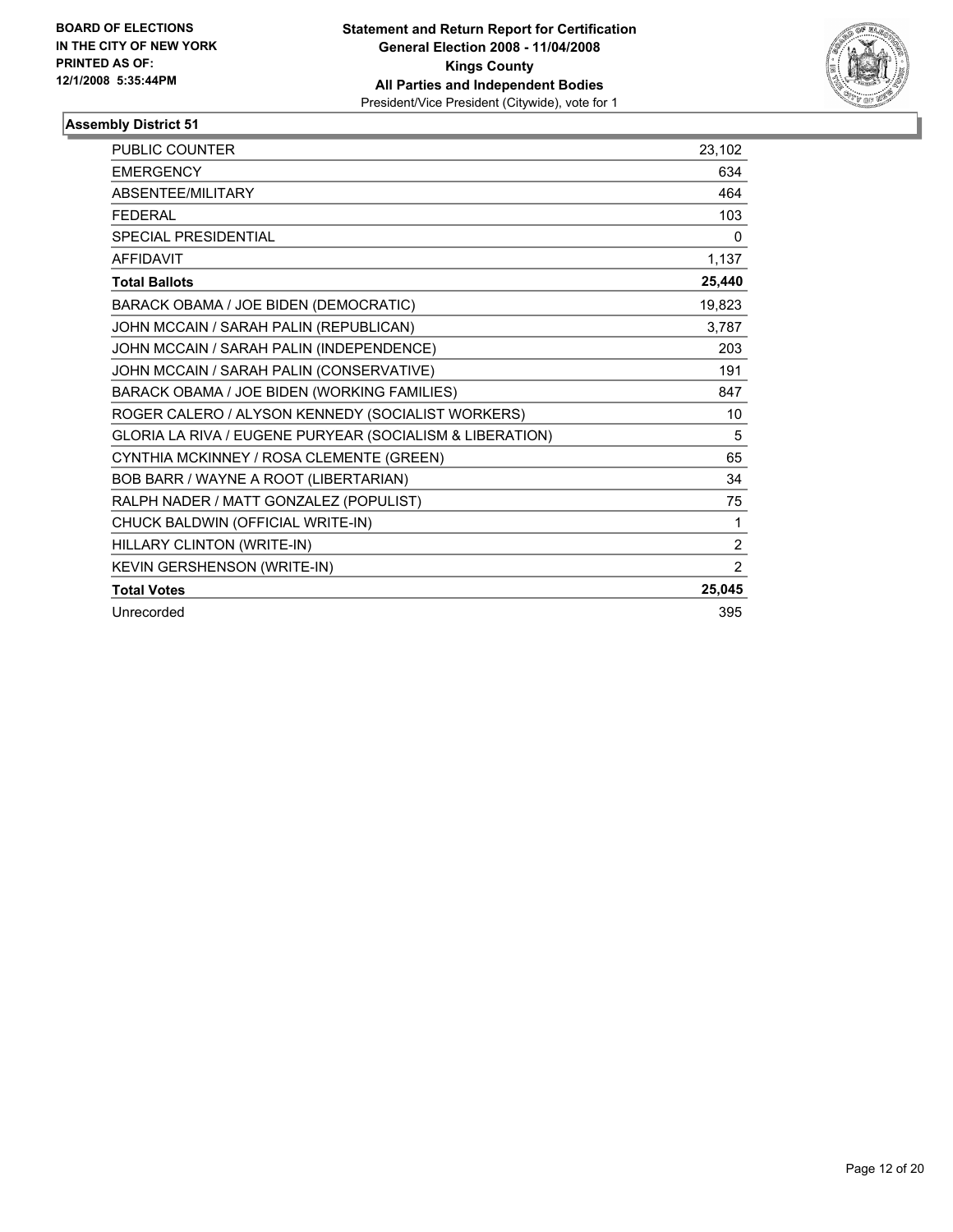**BOARD OF ELECTIONS IN THE CITY OF NEW YORK**
**PRINTED AS OF: 12/1/2008 5:35:44PM**

**Statement and Return Report for Certification**
**General Election 2008 - 11/04/2008**
**Kings County**
**All Parties and Independent Bodies**
President/Vice President (Citywide), vote for 1

## Assembly District 51

| | |
|---|---|
| PUBLIC COUNTER | 23,102 |
| EMERGENCY | 634 |
| ABSENTEE/MILITARY | 464 |
| FEDERAL | 103 |
| SPECIAL PRESIDENTIAL | 0 |
| AFFIDAVIT | 1,137 |
| **Total Ballots** | **25,440** |
| BARACK OBAMA / JOE BIDEN (DEMOCRATIC) | 19,823 |
| JOHN MCCAIN / SARAH PALIN (REPUBLICAN) | 3,787 |
| JOHN MCCAIN / SARAH PALIN (INDEPENDENCE) | 203 |
| JOHN MCCAIN / SARAH PALIN (CONSERVATIVE) | 191 |
| BARACK OBAMA / JOE BIDEN (WORKING FAMILIES) | 847 |
| ROGER CALERO / ALYSON KENNEDY (SOCIALIST WORKERS) | 10 |
| GLORIA LA RIVA / EUGENE PURYEAR (SOCIALISM & LIBERATION) | 5 |
| CYNTHIA MCKINNEY / ROSA CLEMENTE (GREEN) | 65 |
| BOB BARR / WAYNE A ROOT (LIBERTARIAN) | 34 |
| RALPH NADER / MATT GONZALEZ (POPULIST) | 75 |
| CHUCK BALDWIN (OFFICIAL WRITE-IN) | 1 |
| HILLARY CLINTON (WRITE-IN) | 2 |
| KEVIN GERSHENSON (WRITE-IN) | 2 |
| **Total Votes** | **25,045** |
| Unrecorded | 395 |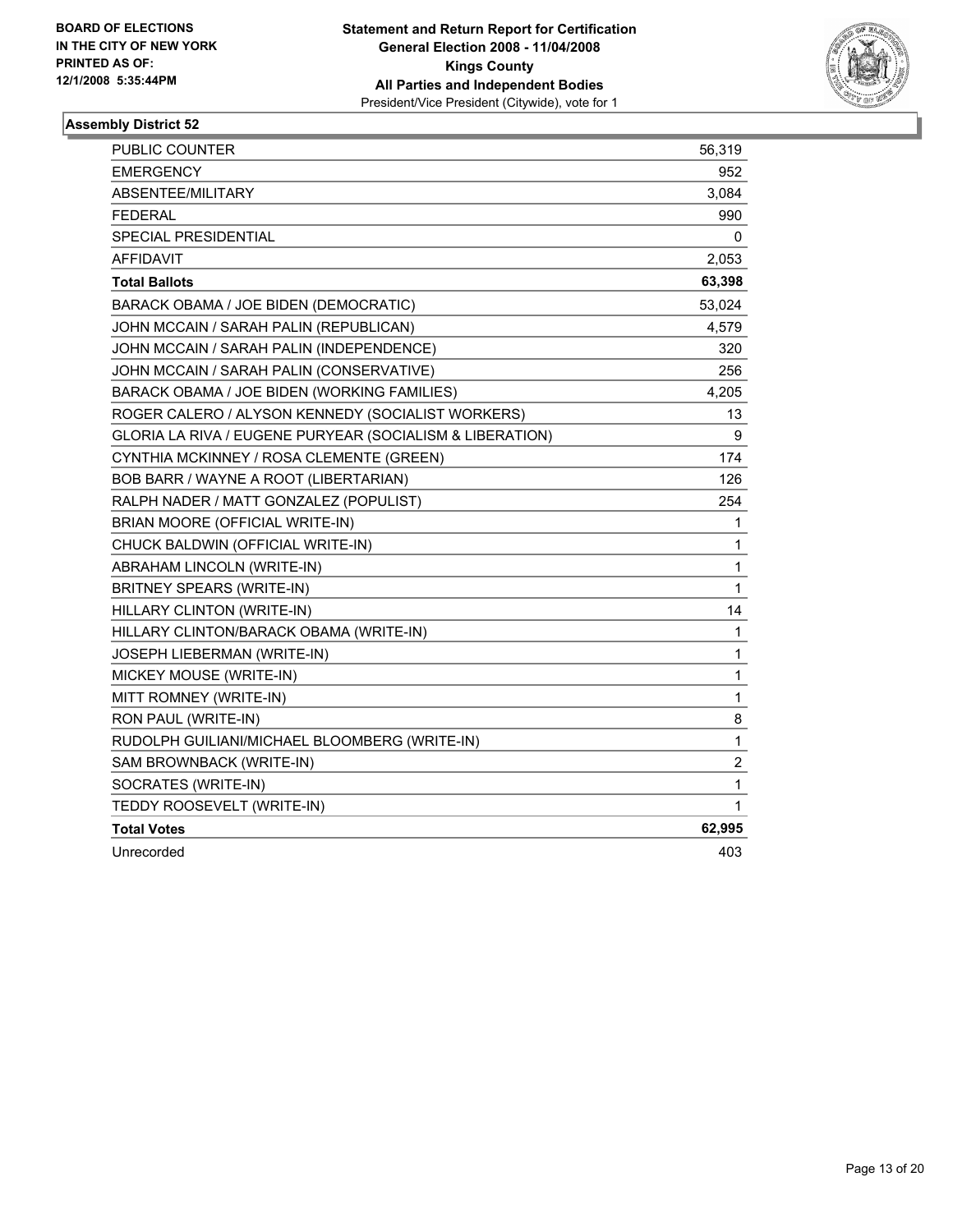**BOARD OF ELECTIONS IN THE CITY OF NEW YORK PRINTED AS OF: 12/1/2008 5:35:44PM**

**Statement and Return Report for Certification General Election 2008 - 11/04/2008 Kings County All Parties and Independent Bodies**
President/Vice President (Citywide), vote for 1

## Assembly District 52

| | |
|---|---|
| PUBLIC COUNTER | 56,319 |
| EMERGENCY | 952 |
| ABSENTEE/MILITARY | 3,084 |
| FEDERAL | 990 |
| SPECIAL PRESIDENTIAL | 0 |
| AFFIDAVIT | 2,053 |
| **Total Ballots** | **63,398** |
| BARACK OBAMA / JOE BIDEN (DEMOCRATIC) | 53,024 |
| JOHN MCCAIN / SARAH PALIN (REPUBLICAN) | 4,579 |
| JOHN MCCAIN / SARAH PALIN (INDEPENDENCE) | 320 |
| JOHN MCCAIN / SARAH PALIN (CONSERVATIVE) | 256 |
| BARACK OBAMA / JOE BIDEN (WORKING FAMILIES) | 4,205 |
| ROGER CALERO / ALYSON KENNEDY (SOCIALIST WORKERS) | 13 |
| GLORIA LA RIVA / EUGENE PURYEAR (SOCIALISM & LIBERATION) | 9 |
| CYNTHIA MCKINNEY / ROSA CLEMENTE (GREEN) | 174 |
| BOB BARR / WAYNE A ROOT (LIBERTARIAN) | 126 |
| RALPH NADER / MATT GONZALEZ (POPULIST) | 254 |
| BRIAN MOORE (OFFICIAL WRITE-IN) | 1 |
| CHUCK BALDWIN (OFFICIAL WRITE-IN) | 1 |
| ABRAHAM LINCOLN (WRITE-IN) | 1 |
| BRITNEY SPEARS (WRITE-IN) | 1 |
| HILLARY CLINTON (WRITE-IN) | 14 |
| HILLARY CLINTON/BARACK OBAMA (WRITE-IN) | 1 |
| JOSEPH LIEBERMAN (WRITE-IN) | 1 |
| MICKEY MOUSE (WRITE-IN) | 1 |
| MITT ROMNEY (WRITE-IN) | 1 |
| RON PAUL (WRITE-IN) | 8 |
| RUDOLPH GUILIANI/MICHAEL BLOOMBERG (WRITE-IN) | 1 |
| SAM BROWNBACK (WRITE-IN) | 2 |
| SOCRATES (WRITE-IN) | 1 |
| TEDDY ROOSEVELT (WRITE-IN) | 1 |
| **Total Votes** | **62,995** |
| Unrecorded | 403 |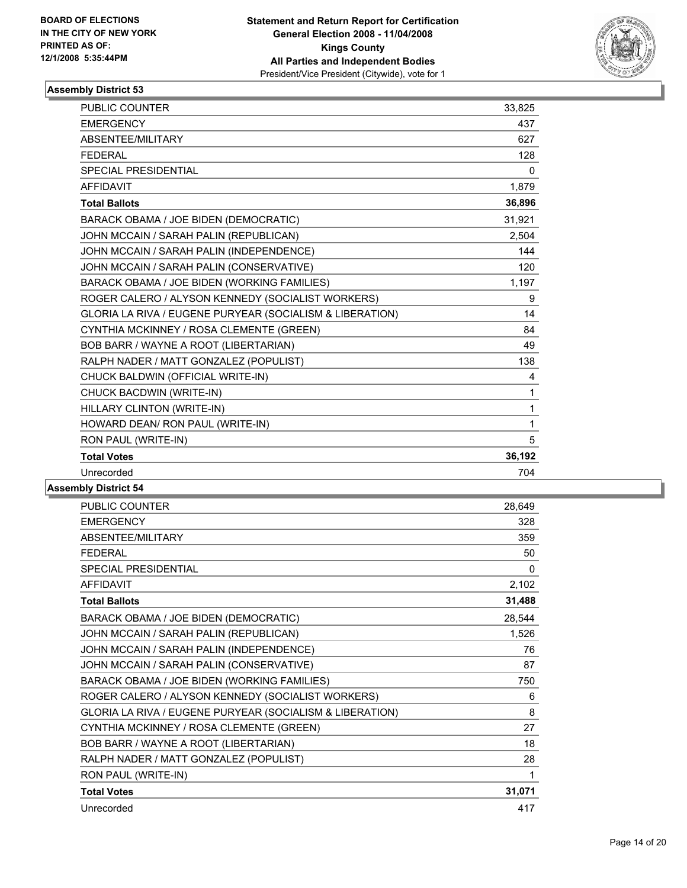**BOARD OF ELECTIONS IN THE CITY OF NEW YORK PRINTED AS OF: 12/1/2008 5:35:44PM**

**Statement and Return Report for Certification General Election 2008 - 11/04/2008 Kings County All Parties and Independent Bodies**
President/Vice President (Citywide), vote for 1

### Assembly District 53

| | |
|---|---|
| PUBLIC COUNTER | 33,825 |
| EMERGENCY | 437 |
| ABSENTEE/MILITARY | 627 |
| FEDERAL | 128 |
| SPECIAL PRESIDENTIAL | 0 |
| AFFIDAVIT | 1,879 |
| **Total Ballots** | **36,896** |
| BARACK OBAMA / JOE BIDEN (DEMOCRATIC) | 31,921 |
| JOHN MCCAIN / SARAH PALIN (REPUBLICAN) | 2,504 |
| JOHN MCCAIN / SARAH PALIN (INDEPENDENCE) | 144 |
| JOHN MCCAIN / SARAH PALIN (CONSERVATIVE) | 120 |
| BARACK OBAMA / JOE BIDEN (WORKING FAMILIES) | 1,197 |
| ROGER CALERO / ALYSON KENNEDY (SOCIALIST WORKERS) | 9 |
| GLORIA LA RIVA / EUGENE PURYEAR (SOCIALISM & LIBERATION) | 14 |
| CYNTHIA MCKINNEY / ROSA CLEMENTE (GREEN) | 84 |
| BOB BARR / WAYNE A ROOT (LIBERTARIAN) | 49 |
| RALPH NADER / MATT GONZALEZ (POPULIST) | 138 |
| CHUCK BALDWIN (OFFICIAL WRITE-IN) | 4 |
| CHUCK BACDWIN (WRITE-IN) | 1 |
| HILLARY CLINTON (WRITE-IN) | 1 |
| HOWARD DEAN/ RON PAUL (WRITE-IN) | 1 |
| RON PAUL (WRITE-IN) | 5 |
| **Total Votes** | **36,192** |
| Unrecorded | 704 |

### Assembly District 54

| | |
|---|---|
| PUBLIC COUNTER | 28,649 |
| EMERGENCY | 328 |
| ABSENTEE/MILITARY | 359 |
| FEDERAL | 50 |
| SPECIAL PRESIDENTIAL | 0 |
| AFFIDAVIT | 2,102 |
| **Total Ballots** | **31,488** |
| BARACK OBAMA / JOE BIDEN (DEMOCRATIC) | 28,544 |
| JOHN MCCAIN / SARAH PALIN (REPUBLICAN) | 1,526 |
| JOHN MCCAIN / SARAH PALIN (INDEPENDENCE) | 76 |
| JOHN MCCAIN / SARAH PALIN (CONSERVATIVE) | 87 |
| BARACK OBAMA / JOE BIDEN (WORKING FAMILIES) | 750 |
| ROGER CALERO / ALYSON KENNEDY (SOCIALIST WORKERS) | 6 |
| GLORIA LA RIVA / EUGENE PURYEAR (SOCIALISM & LIBERATION) | 8 |
| CYNTHIA MCKINNEY / ROSA CLEMENTE (GREEN) | 27 |
| BOB BARR / WAYNE A ROOT (LIBERTARIAN) | 18 |
| RALPH NADER / MATT GONZALEZ (POPULIST) | 28 |
| RON PAUL (WRITE-IN) | 1 |
| **Total Votes** | **31,071** |
| Unrecorded | 417 |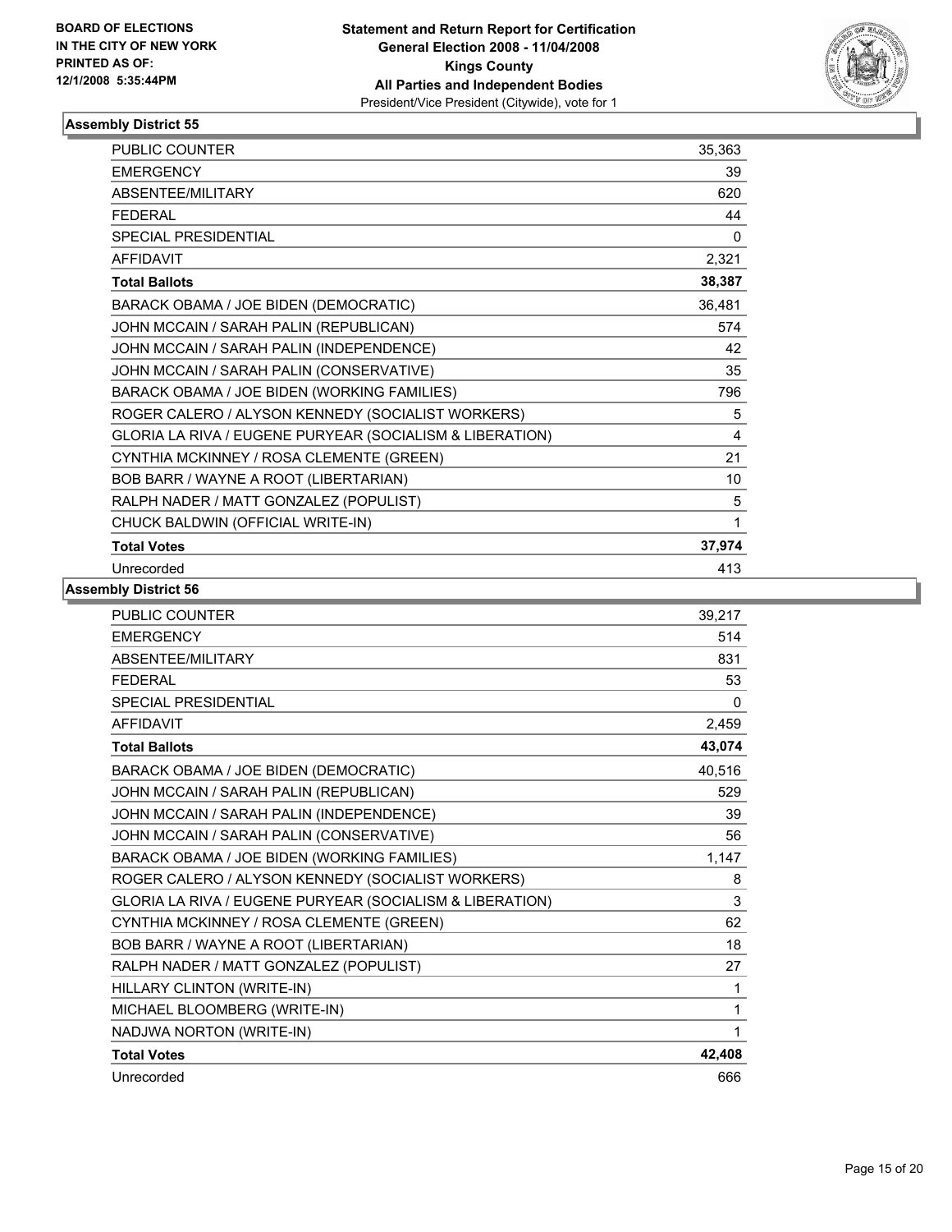**BOARD OF ELECTIONS IN THE CITY OF NEW YORK PRINTED AS OF: 12/1/2008 5:35:44PM**

**Statement and Return Report for Certification**
**General Election 2008 - 11/04/2008**
**Kings County**
**All Parties and Independent Bodies**
President/Vice President (Citywide), vote for 1

### Assembly District 55

| | |
|---|---|
| PUBLIC COUNTER | 35,363 |
| EMERGENCY | 39 |
| ABSENTEE/MILITARY | 620 |
| FEDERAL | 44 |
| SPECIAL PRESIDENTIAL | 0 |
| AFFIDAVIT | 2,321 |
| **Total Ballots** | **38,387** |
| BARACK OBAMA / JOE BIDEN (DEMOCRATIC) | 36,481 |
| JOHN MCCAIN / SARAH PALIN (REPUBLICAN) | 574 |
| JOHN MCCAIN / SARAH PALIN (INDEPENDENCE) | 42 |
| JOHN MCCAIN / SARAH PALIN (CONSERVATIVE) | 35 |
| BARACK OBAMA / JOE BIDEN (WORKING FAMILIES) | 796 |
| ROGER CALERO / ALYSON KENNEDY (SOCIALIST WORKERS) | 5 |
| GLORIA LA RIVA / EUGENE PURYEAR (SOCIALISM & LIBERATION) | 4 |
| CYNTHIA MCKINNEY / ROSA CLEMENTE (GREEN) | 21 |
| BOB BARR / WAYNE A ROOT (LIBERTARIAN) | 10 |
| RALPH NADER / MATT GONZALEZ (POPULIST) | 5 |
| CHUCK BALDWIN (OFFICIAL WRITE-IN) | 1 |
| **Total Votes** | **37,974** |
| Unrecorded | 413 |

### Assembly District 56

| | |
|---|---|
| PUBLIC COUNTER | 39,217 |
| EMERGENCY | 514 |
| ABSENTEE/MILITARY | 831 |
| FEDERAL | 53 |
| SPECIAL PRESIDENTIAL | 0 |
| AFFIDAVIT | 2,459 |
| **Total Ballots** | **43,074** |
| BARACK OBAMA / JOE BIDEN (DEMOCRATIC) | 40,516 |
| JOHN MCCAIN / SARAH PALIN (REPUBLICAN) | 529 |
| JOHN MCCAIN / SARAH PALIN (INDEPENDENCE) | 39 |
| JOHN MCCAIN / SARAH PALIN (CONSERVATIVE) | 56 |
| BARACK OBAMA / JOE BIDEN (WORKING FAMILIES) | 1,147 |
| ROGER CALERO / ALYSON KENNEDY (SOCIALIST WORKERS) | 8 |
| GLORIA LA RIVA / EUGENE PURYEAR (SOCIALISM & LIBERATION) | 3 |
| CYNTHIA MCKINNEY / ROSA CLEMENTE (GREEN) | 62 |
| BOB BARR / WAYNE A ROOT (LIBERTARIAN) | 18 |
| RALPH NADER / MATT GONZALEZ (POPULIST) | 27 |
| HILLARY CLINTON (WRITE-IN) | 1 |
| MICHAEL BLOOMBERG (WRITE-IN) | 1 |
| NADJWA NORTON (WRITE-IN) | 1 |
| **Total Votes** | **42,408** |
| Unrecorded | 666 |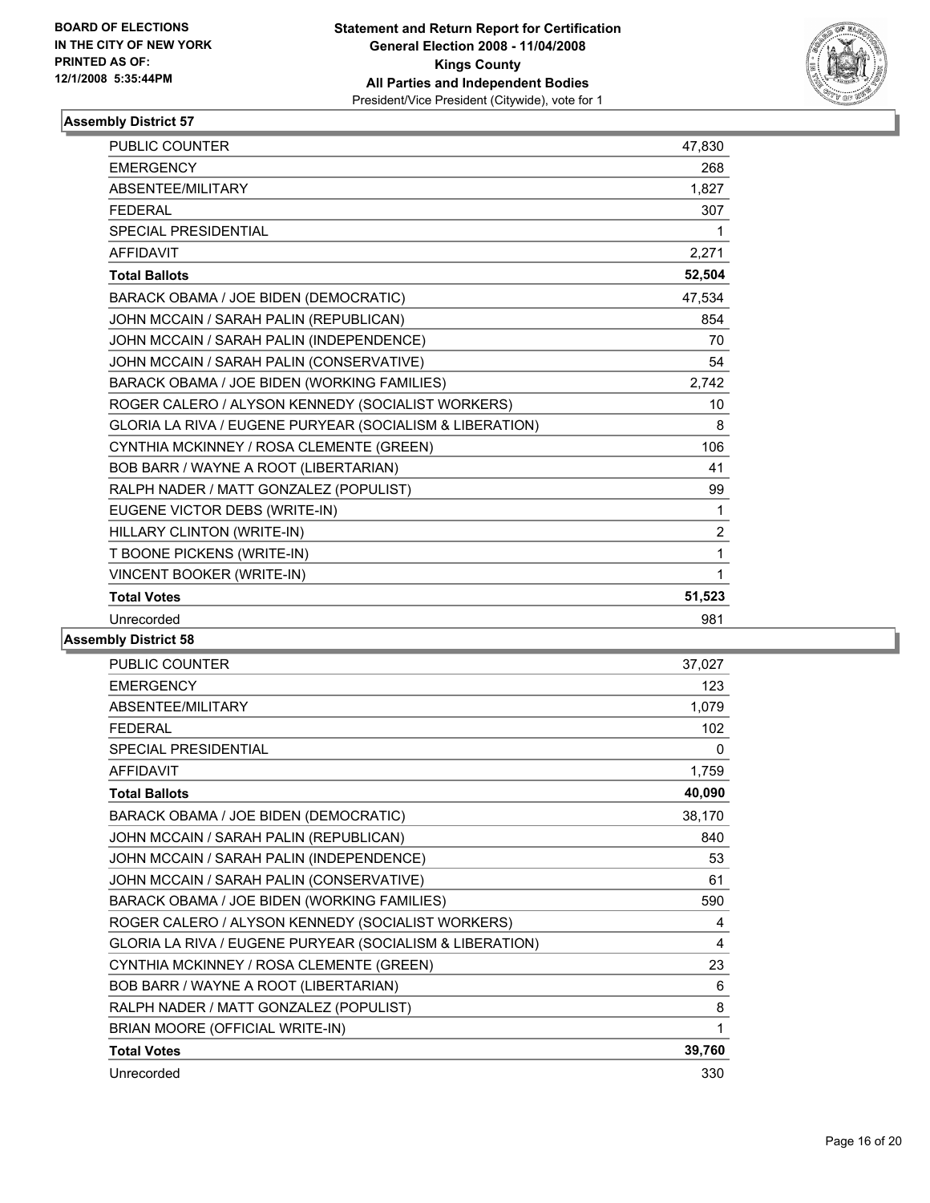BOARD OF ELECTIONS
IN THE CITY OF NEW YORK
PRINTED AS OF:
12/1/2008 5:35:44PM

**Statement and Return Report for Certification**
**General Election 2008 - 11/04/2008**
**Kings County**
**All Parties and Independent Bodies**
President/Vice President (Citywide), vote for 1

### Assembly District 57

| | |
|---|---|
| PUBLIC COUNTER | 47,830 |
| EMERGENCY | 268 |
| ABSENTEE/MILITARY | 1,827 |
| FEDERAL | 307 |
| SPECIAL PRESIDENTIAL | 1 |
| AFFIDAVIT | 2,271 |
| **Total Ballots** | **52,504** |
| BARACK OBAMA / JOE BIDEN (DEMOCRATIC) | 47,534 |
| JOHN MCCAIN / SARAH PALIN (REPUBLICAN) | 854 |
| JOHN MCCAIN / SARAH PALIN (INDEPENDENCE) | 70 |
| JOHN MCCAIN / SARAH PALIN (CONSERVATIVE) | 54 |
| BARACK OBAMA / JOE BIDEN (WORKING FAMILIES) | 2,742 |
| ROGER CALERO / ALYSON KENNEDY (SOCIALIST WORKERS) | 10 |
| GLORIA LA RIVA / EUGENE PURYEAR (SOCIALISM & LIBERATION) | 8 |
| CYNTHIA MCKINNEY / ROSA CLEMENTE (GREEN) | 106 |
| BOB BARR / WAYNE A ROOT (LIBERTARIAN) | 41 |
| RALPH NADER / MATT GONZALEZ (POPULIST) | 99 |
| EUGENE VICTOR DEBS (WRITE-IN) | 1 |
| HILLARY CLINTON (WRITE-IN) | 2 |
| T BOONE PICKENS (WRITE-IN) | 1 |
| VINCENT BOOKER (WRITE-IN) | 1 |
| **Total Votes** | **51,523** |
| Unrecorded | 981 |

### Assembly District 58

| | |
|---|---|
| PUBLIC COUNTER | 37,027 |
| EMERGENCY | 123 |
| ABSENTEE/MILITARY | 1,079 |
| FEDERAL | 102 |
| SPECIAL PRESIDENTIAL | 0 |
| AFFIDAVIT | 1,759 |
| **Total Ballots** | **40,090** |
| BARACK OBAMA / JOE BIDEN (DEMOCRATIC) | 38,170 |
| JOHN MCCAIN / SARAH PALIN (REPUBLICAN) | 840 |
| JOHN MCCAIN / SARAH PALIN (INDEPENDENCE) | 53 |
| JOHN MCCAIN / SARAH PALIN (CONSERVATIVE) | 61 |
| BARACK OBAMA / JOE BIDEN (WORKING FAMILIES) | 590 |
| ROGER CALERO / ALYSON KENNEDY (SOCIALIST WORKERS) | 4 |
| GLORIA LA RIVA / EUGENE PURYEAR (SOCIALISM & LIBERATION) | 4 |
| CYNTHIA MCKINNEY / ROSA CLEMENTE (GREEN) | 23 |
| BOB BARR / WAYNE A ROOT (LIBERTARIAN) | 6 |
| RALPH NADER / MATT GONZALEZ (POPULIST) | 8 |
| BRIAN MOORE (OFFICIAL WRITE-IN) | 1 |
| **Total Votes** | **39,760** |
| Unrecorded | 330 |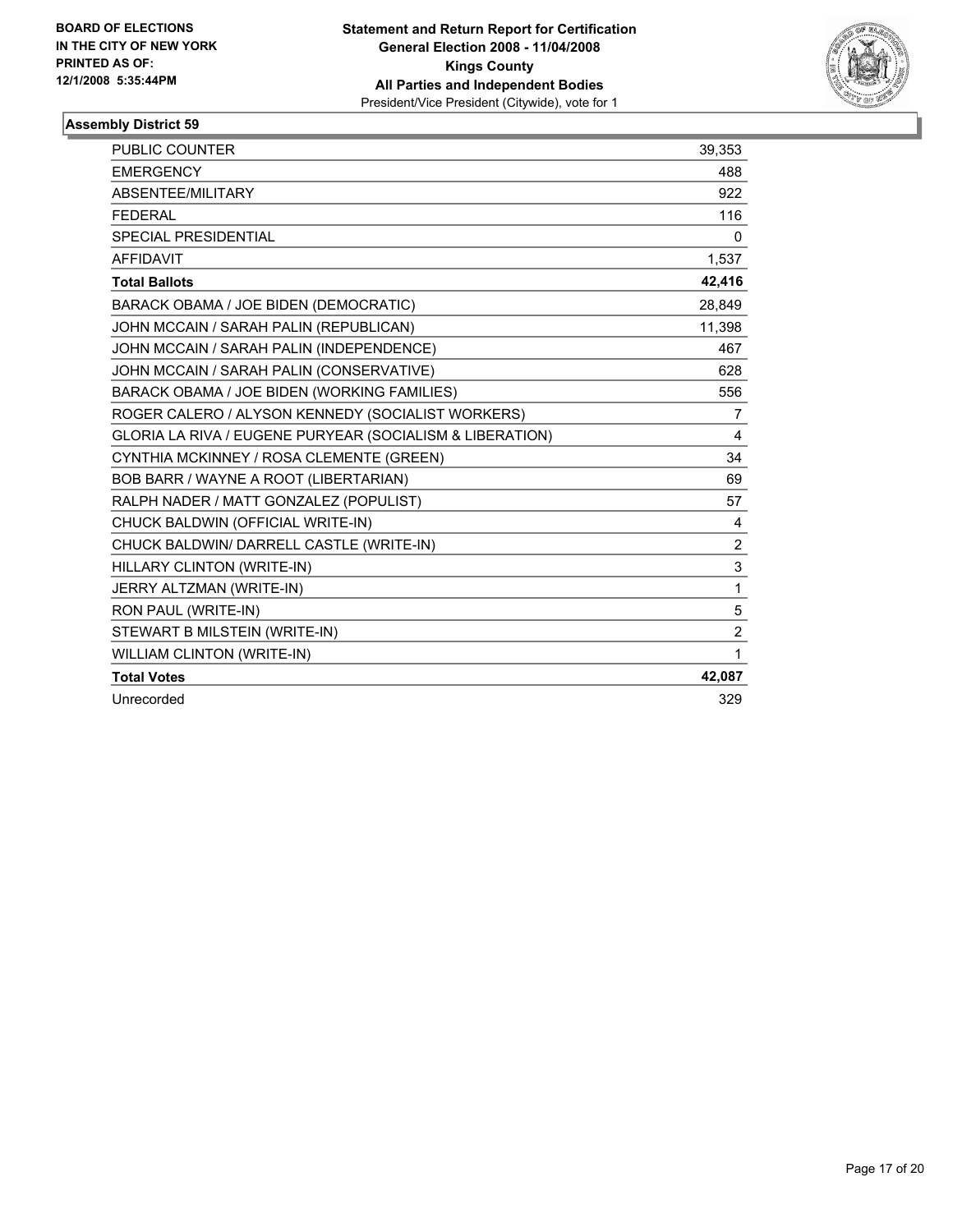BOARD OF ELECTIONS
IN THE CITY OF NEW YORK
PRINTED AS OF:
12/1/2008 5:35:44PM

**Statement and Return Report for Certification**
**General Election 2008 - 11/04/2008**
**Kings County**
**All Parties and Independent Bodies**
President/Vice President (Citywide), vote for 1

### Assembly District 59

| | |
|---|---|
| PUBLIC COUNTER | 39,353 |
| EMERGENCY | 488 |
| ABSENTEE/MILITARY | 922 |
| FEDERAL | 116 |
| SPECIAL PRESIDENTIAL | 0 |
| AFFIDAVIT | 1,537 |
| **Total Ballots** | **42,416** |
| BARACK OBAMA / JOE BIDEN (DEMOCRATIC) | 28,849 |
| JOHN MCCAIN / SARAH PALIN (REPUBLICAN) | 11,398 |
| JOHN MCCAIN / SARAH PALIN (INDEPENDENCE) | 467 |
| JOHN MCCAIN / SARAH PALIN (CONSERVATIVE) | 628 |
| BARACK OBAMA / JOE BIDEN (WORKING FAMILIES) | 556 |
| ROGER CALERO / ALYSON KENNEDY (SOCIALIST WORKERS) | 7 |
| GLORIA LA RIVA / EUGENE PURYEAR (SOCIALISM & LIBERATION) | 4 |
| CYNTHIA MCKINNEY / ROSA CLEMENTE (GREEN) | 34 |
| BOB BARR / WAYNE A ROOT (LIBERTARIAN) | 69 |
| RALPH NADER / MATT GONZALEZ (POPULIST) | 57 |
| CHUCK BALDWIN (OFFICIAL WRITE-IN) | 4 |
| CHUCK BALDWIN/ DARRELL CASTLE (WRITE-IN) | 2 |
| HILLARY CLINTON (WRITE-IN) | 3 |
| JERRY ALTZMAN (WRITE-IN) | 1 |
| RON PAUL (WRITE-IN) | 5 |
| STEWART B MILSTEIN (WRITE-IN) | 2 |
| WILLIAM CLINTON (WRITE-IN) | 1 |
| **Total Votes** | **42,087** |
| Unrecorded | 329 |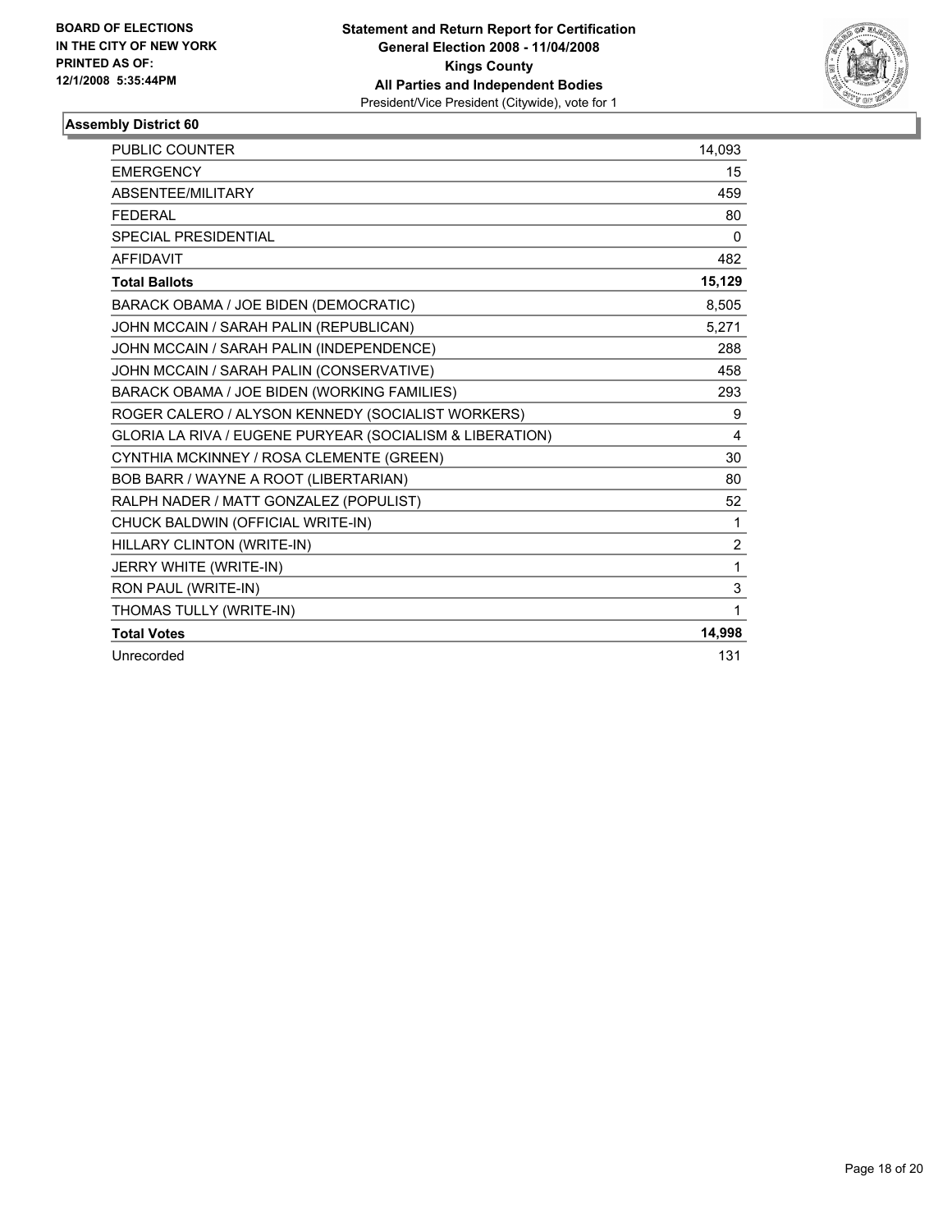**BOARD OF ELECTIONS IN THE CITY OF NEW YORK**
**PRINTED AS OF: 12/1/2008 5:35:44PM**

**Statement and Return Report for Certification**
**General Election 2008 - 11/04/2008**
**Kings County**
**All Parties and Independent Bodies**
President/Vice President (Citywide), vote for 1

## Assembly District 60

| | |
|---|---|
| PUBLIC COUNTER | 14,093 |
| EMERGENCY | 15 |
| ABSENTEE/MILITARY | 459 |
| FEDERAL | 80 |
| SPECIAL PRESIDENTIAL | 0 |
| AFFIDAVIT | 482 |
| **Total Ballots** | **15,129** |
| BARACK OBAMA / JOE BIDEN (DEMOCRATIC) | 8,505 |
| JOHN MCCAIN / SARAH PALIN (REPUBLICAN) | 5,271 |
| JOHN MCCAIN / SARAH PALIN (INDEPENDENCE) | 288 |
| JOHN MCCAIN / SARAH PALIN (CONSERVATIVE) | 458 |
| BARACK OBAMA / JOE BIDEN (WORKING FAMILIES) | 293 |
| ROGER CALERO / ALYSON KENNEDY (SOCIALIST WORKERS) | 9 |
| GLORIA LA RIVA / EUGENE PURYEAR (SOCIALISM & LIBERATION) | 4 |
| CYNTHIA MCKINNEY / ROSA CLEMENTE (GREEN) | 30 |
| BOB BARR / WAYNE A ROOT (LIBERTARIAN) | 80 |
| RALPH NADER / MATT GONZALEZ (POPULIST) | 52 |
| CHUCK BALDWIN (OFFICIAL WRITE-IN) | 1 |
| HILLARY CLINTON (WRITE-IN) | 2 |
| JERRY WHITE (WRITE-IN) | 1 |
| RON PAUL (WRITE-IN) | 3 |
| THOMAS TULLY (WRITE-IN) | 1 |
| **Total Votes** | **14,998** |
| Unrecorded | 131 |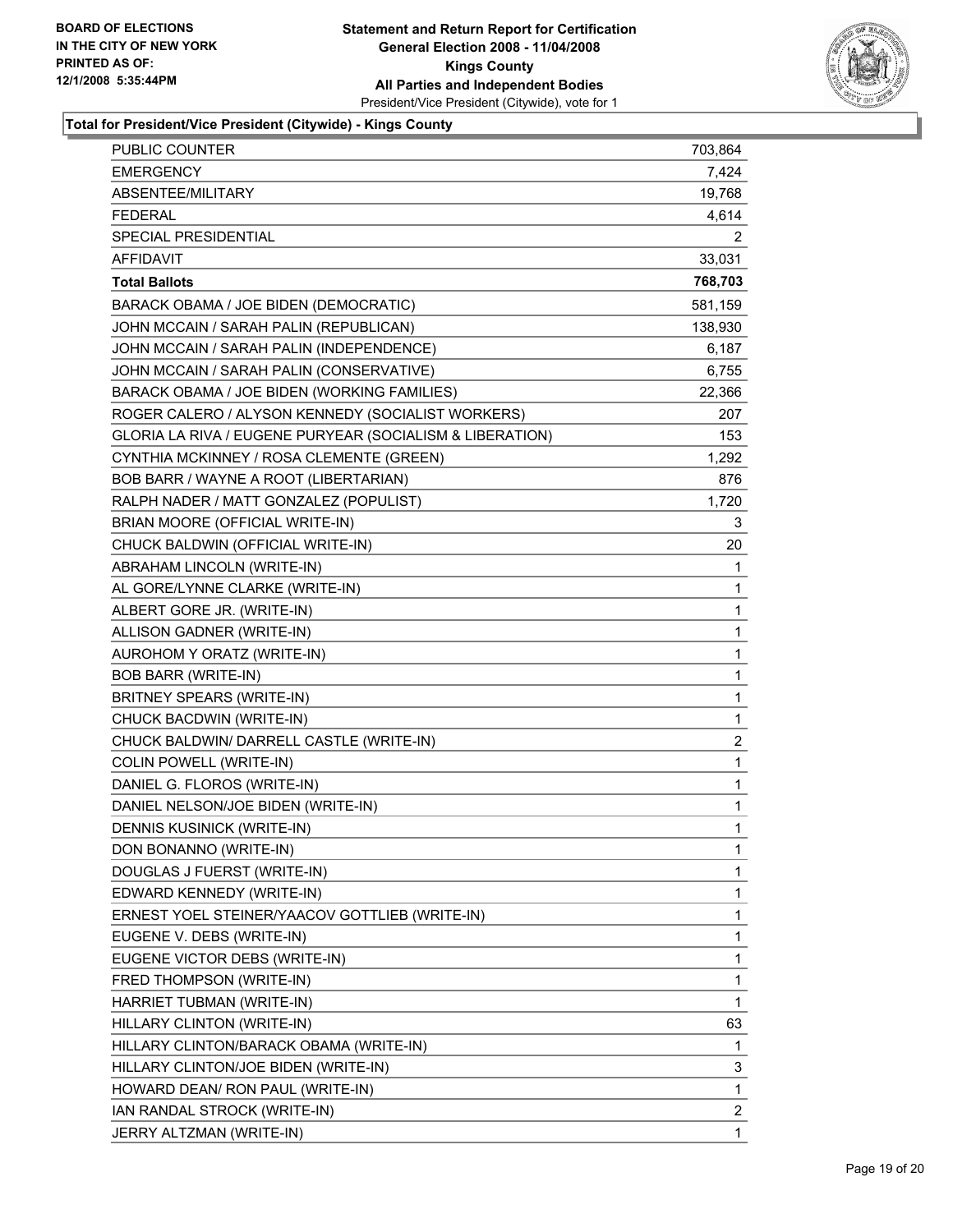**BOARD OF ELECTIONS IN THE CITY OF NEW YORK PRINTED AS OF: 12/1/2008 5:35:44PM**

# Statement and Return Report for Certification
## General Election 2008 - 11/04/2008
## Kings County
## All Parties and Independent Bodies
President/Vice President (Citywide), vote for 1

### Total for President/Vice President (Citywide) - Kings County

| | |
|---|---|
| PUBLIC COUNTER | 703,864 |
| EMERGENCY | 7,424 |
| ABSENTEE/MILITARY | 19,768 |
| FEDERAL | 4,614 |
| SPECIAL PRESIDENTIAL | 2 |
| AFFIDAVIT | 33,031 |
| **Total Ballots** | **768,703** |
| BARACK OBAMA / JOE BIDEN (DEMOCRATIC) | 581,159 |
| JOHN MCCAIN / SARAH PALIN (REPUBLICAN) | 138,930 |
| JOHN MCCAIN / SARAH PALIN (INDEPENDENCE) | 6,187 |
| JOHN MCCAIN / SARAH PALIN (CONSERVATIVE) | 6,755 |
| BARACK OBAMA / JOE BIDEN (WORKING FAMILIES) | 22,366 |
| ROGER CALERO / ALYSON KENNEDY (SOCIALIST WORKERS) | 207 |
| GLORIA LA RIVA / EUGENE PURYEAR (SOCIALISM & LIBERATION) | 153 |
| CYNTHIA MCKINNEY / ROSA CLEMENTE (GREEN) | 1,292 |
| BOB BARR / WAYNE A ROOT (LIBERTARIAN) | 876 |
| RALPH NADER / MATT GONZALEZ (POPULIST) | 1,720 |
| BRIAN MOORE (OFFICIAL WRITE-IN) | 3 |
| CHUCK BALDWIN (OFFICIAL WRITE-IN) | 20 |
| ABRAHAM LINCOLN (WRITE-IN) | 1 |
| AL GORE/LYNNE CLARKE (WRITE-IN) | 1 |
| ALBERT GORE JR. (WRITE-IN) | 1 |
| ALLISON GADNER (WRITE-IN) | 1 |
| AUROHOM Y ORATZ (WRITE-IN) | 1 |
| BOB BARR (WRITE-IN) | 1 |
| BRITNEY SPEARS (WRITE-IN) | 1 |
| CHUCK BACDWIN (WRITE-IN) | 1 |
| CHUCK BALDWIN/ DARRELL CASTLE (WRITE-IN) | 2 |
| COLIN POWELL (WRITE-IN) | 1 |
| DANIEL G. FLOROS (WRITE-IN) | 1 |
| DANIEL NELSON/JOE BIDEN (WRITE-IN) | 1 |
| DENNIS KUSINICK (WRITE-IN) | 1 |
| DON BONANNO (WRITE-IN) | 1 |
| DOUGLAS J FUERST (WRITE-IN) | 1 |
| EDWARD KENNEDY (WRITE-IN) | 1 |
| ERNEST YOEL STEINER/YAACOV GOTTLIEB (WRITE-IN) | 1 |
| EUGENE V. DEBS (WRITE-IN) | 1 |
| EUGENE VICTOR DEBS (WRITE-IN) | 1 |
| FRED THOMPSON (WRITE-IN) | 1 |
| HARRIET TUBMAN (WRITE-IN) | 1 |
| HILLARY CLINTON (WRITE-IN) | 63 |
| HILLARY CLINTON/BARACK OBAMA (WRITE-IN) | 1 |
| HILLARY CLINTON/JOE BIDEN (WRITE-IN) | 3 |
| HOWARD DEAN/ RON PAUL (WRITE-IN) | 1 |
| IAN RANDAL STROCK (WRITE-IN) | 2 |
| JERRY ALTZMAN (WRITE-IN) | 1 |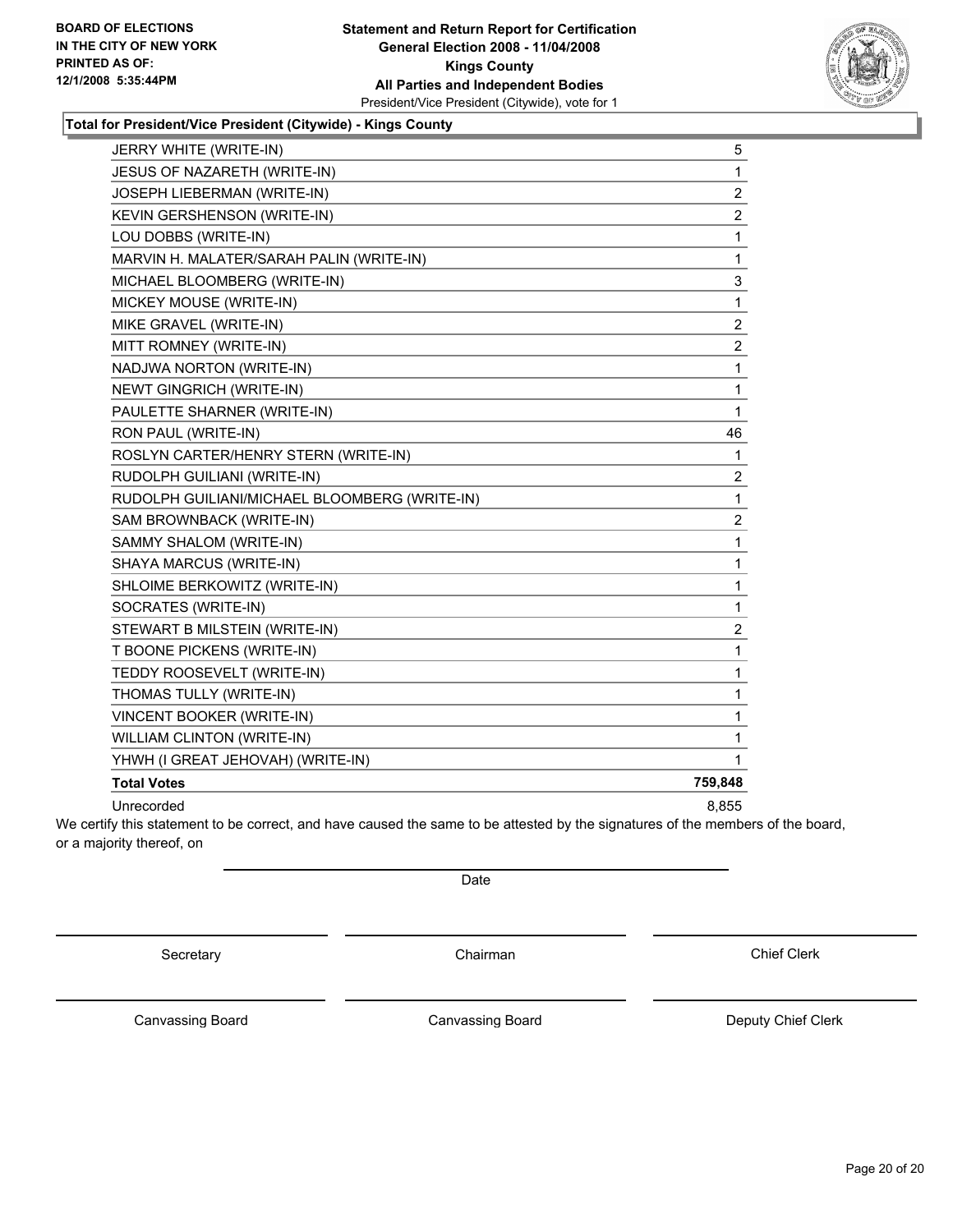**BOARD OF ELECTIONS IN THE CITY OF NEW YORK PRINTED AS OF: 12/1/2008 5:35:44PM**

**Statement and Return Report for Certification General Election 2008 - 11/04/2008 Kings County All Parties and Independent Bodies**

President/Vice President (Citywide), vote for 1

### Total for President/Vice President (Citywide) - Kings County

| | |
|---|---|
| JERRY WHITE (WRITE-IN) | 5 |
| JESUS OF NAZARETH (WRITE-IN) | 1 |
| JOSEPH LIEBERMAN (WRITE-IN) | 2 |
| KEVIN GERSHENSON (WRITE-IN) | 2 |
| LOU DOBBS (WRITE-IN) | 1 |
| MARVIN H. MALATER/SARAH PALIN (WRITE-IN) | 1 |
| MICHAEL BLOOMBERG (WRITE-IN) | 3 |
| MICKEY MOUSE (WRITE-IN) | 1 |
| MIKE GRAVEL (WRITE-IN) | 2 |
| MITT ROMNEY (WRITE-IN) | 2 |
| NADJWA NORTON (WRITE-IN) | 1 |
| NEWT GINGRICH (WRITE-IN) | 1 |
| PAULETTE SHARNER (WRITE-IN) | 1 |
| RON PAUL (WRITE-IN) | 46 |
| ROSLYN CARTER/HENRY STERN (WRITE-IN) | 1 |
| RUDOLPH GUILIANI (WRITE-IN) | 2 |
| RUDOLPH GUILIANI/MICHAEL BLOOMBERG (WRITE-IN) | 1 |
| SAM BROWNBACK (WRITE-IN) | 2 |
| SAMMY SHALOM (WRITE-IN) | 1 |
| SHAYA MARCUS (WRITE-IN) | 1 |
| SHLOIME BERKOWITZ (WRITE-IN) | 1 |
| SOCRATES (WRITE-IN) | 1 |
| STEWART B MILSTEIN (WRITE-IN) | 2 |
| T BOONE PICKENS (WRITE-IN) | 1 |
| TEDDY ROOSEVELT (WRITE-IN) | 1 |
| THOMAS TULLY (WRITE-IN) | 1 |
| VINCENT BOOKER (WRITE-IN) | 1 |
| WILLIAM CLINTON (WRITE-IN) | 1 |
| YHWH (I GREAT JEHOVAH) (WRITE-IN) | 1 |
| **Total Votes** | **759,848** |
| Unrecorded | 8,855 |

We certify this statement to be correct, and have caused the same to be attested by the signatures of the members of the board, or a majority thereof, on

Date

Secretary | Chairman | Chief Clerk

Canvassing Board | Canvassing Board | Deputy Chief Clerk